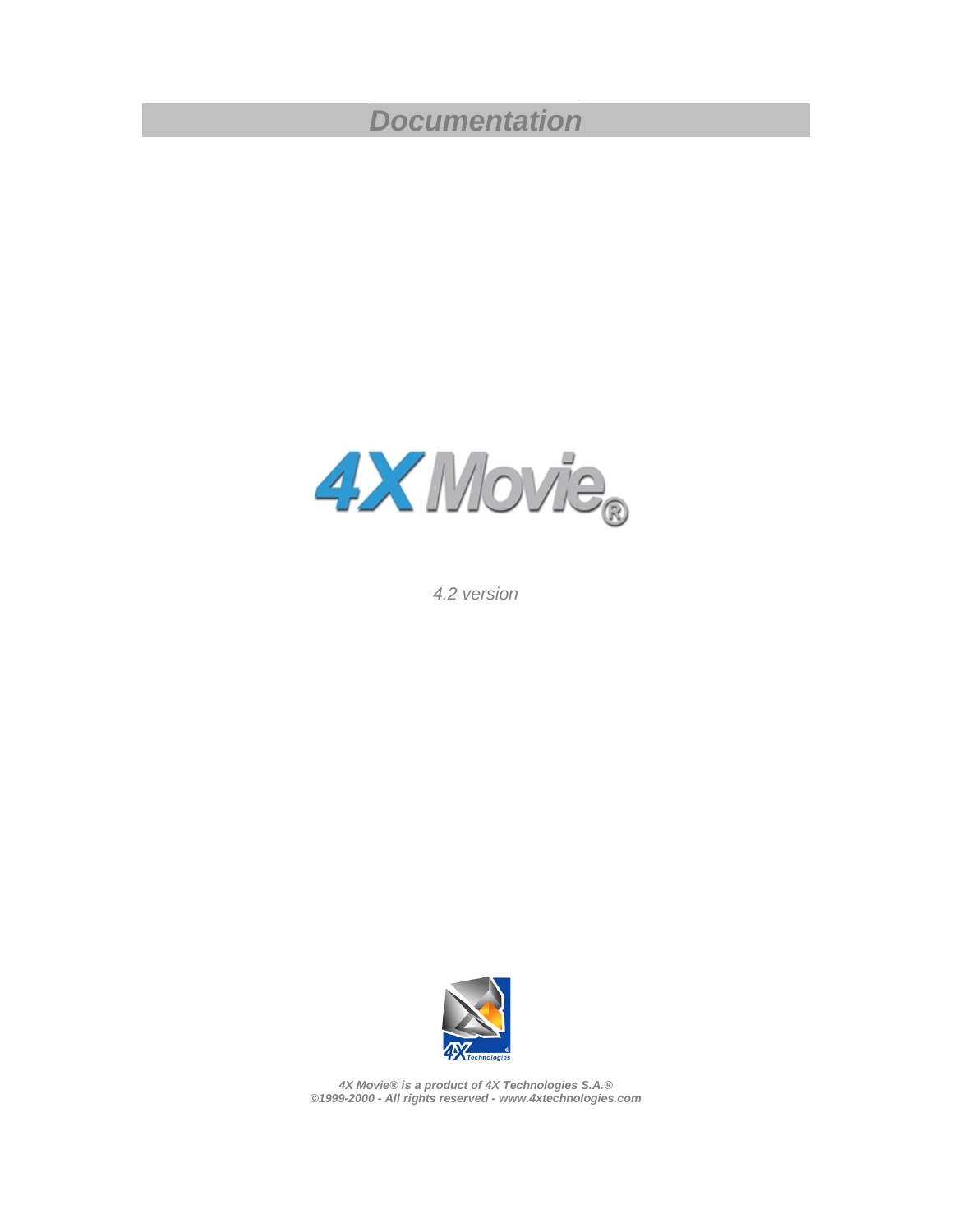# *Documentation*

4X Movie®

*4.2 version*

***4X Movie® is a product of 4X Technologies S.A.®***
***©1999-2000 - All rights reserved - www.4xtechnologies.com***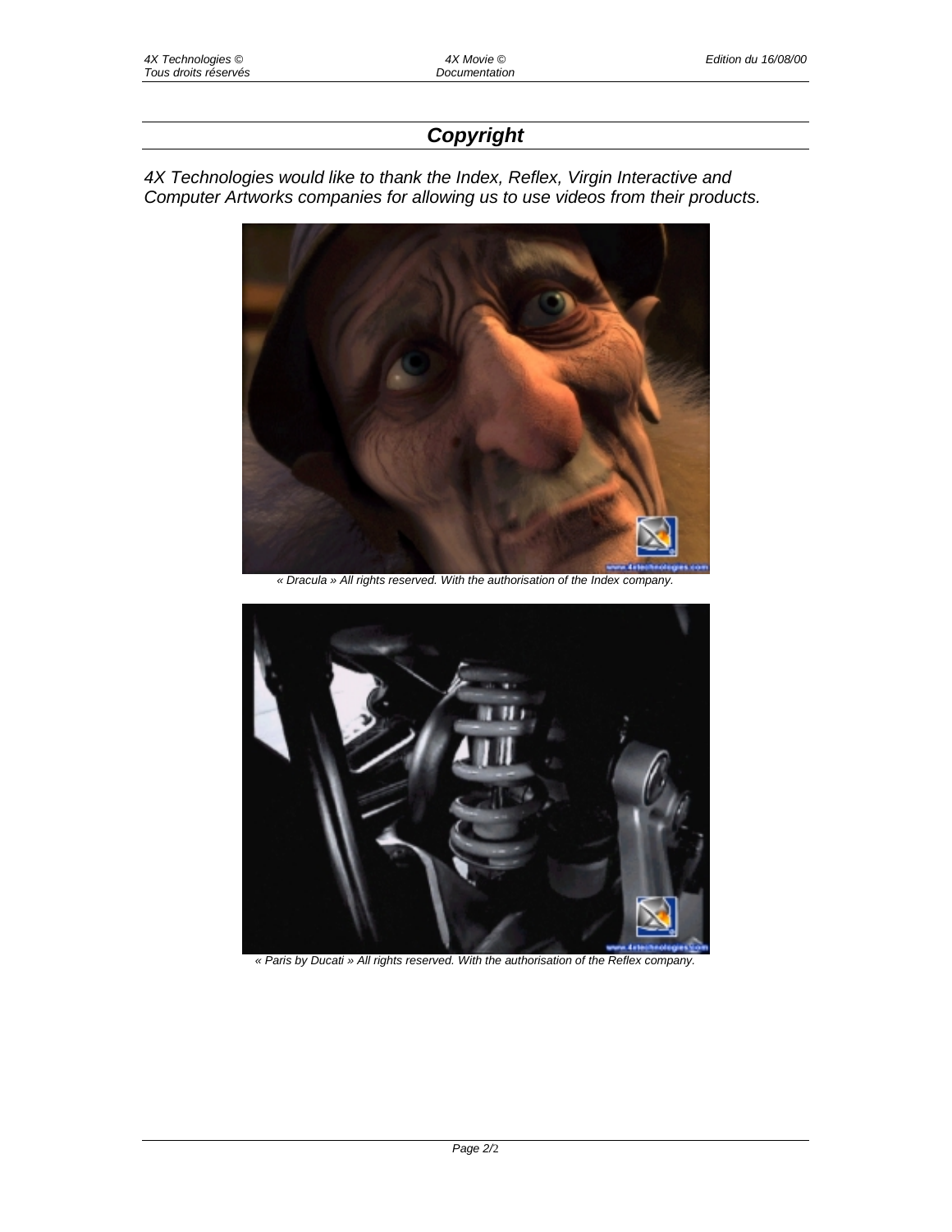## *Copyright*

*4X Technologies would like to thank the Index, Reflex, Virgin Interactive and Computer Artworks companies for allowing us to use videos from their products.*

*« Dracula » All rights reserved. With the authorisation of the Index company.*

*« Paris by Ducati » All rights reserved. With the authorisation of the Reflex company.*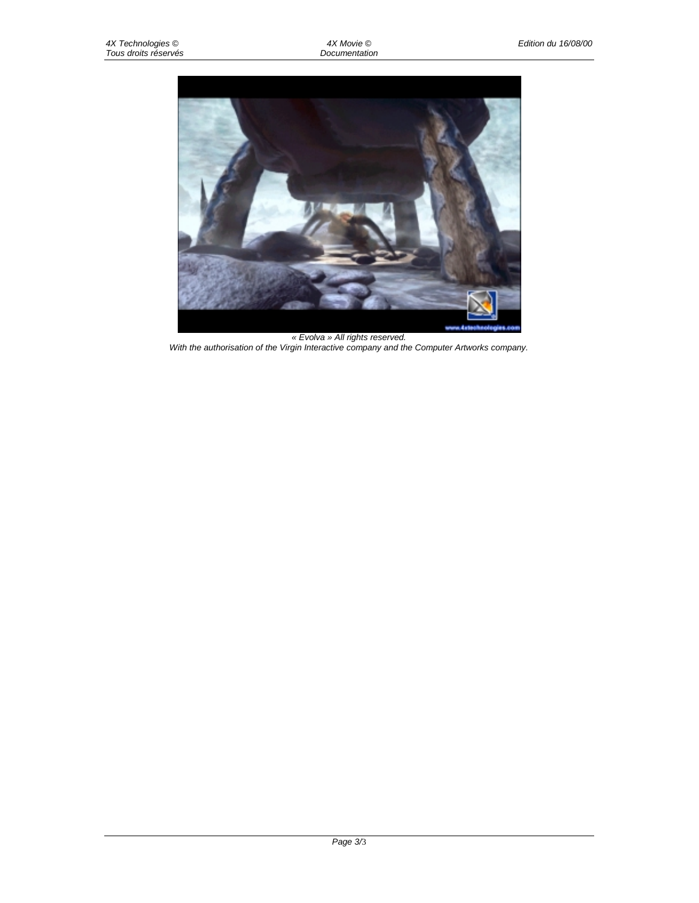*« Evolva » All rights reserved.*
*With the authorisation of the Virgin Interactive company and the Computer Artworks company.*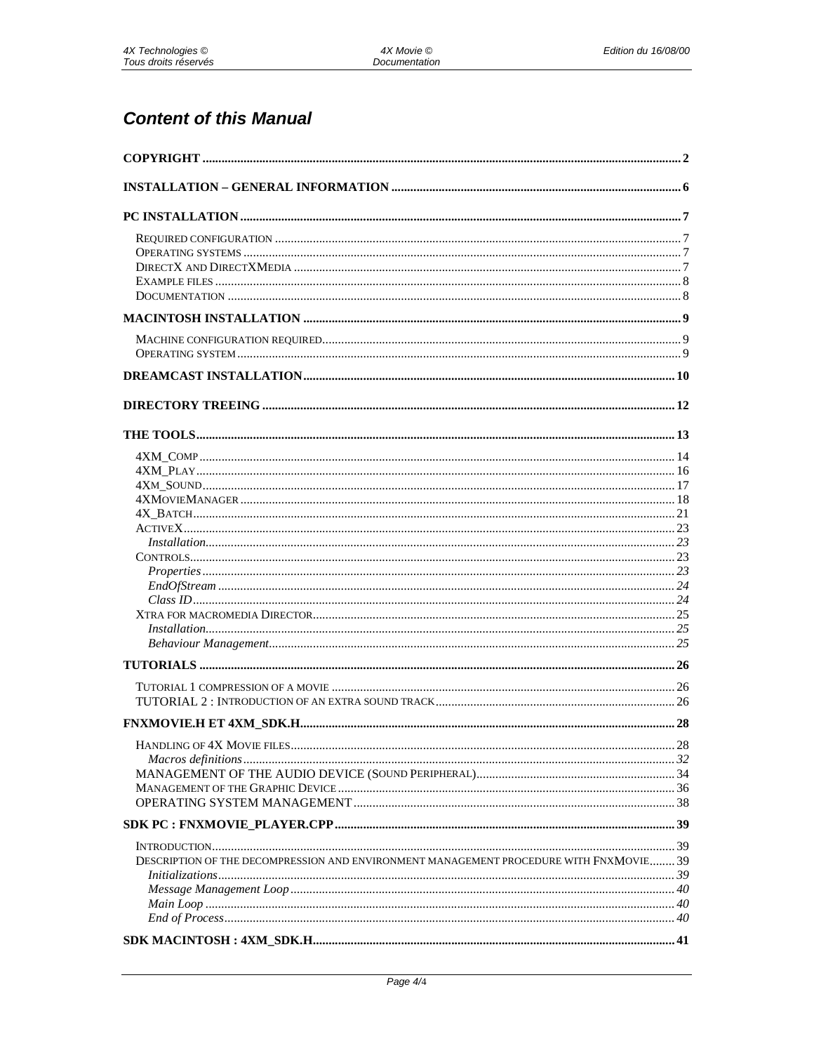# Content of this Manual

**COPYRIGHT** ..... 2

**INSTALLATION – GENERAL INFORMATION** ..... 6

**PC INSTALLATION** ..... 7

- REQUIRED CONFIGURATION ..... 7
- OPERATING SYSTEMS ..... 7
- DIRECTX AND DIRECTXMEDIA ..... 7
- EXAMPLE FILES ..... 8
- DOCUMENTATION ..... 8

**MACINTOSH INSTALLATION** ..... 9

- MACHINE CONFIGURATION REQUIRED ..... 9
- OPERATING SYSTEM ..... 9

**DREAMCAST INSTALLATION** ..... 10

**DIRECTORY TREEING** ..... 12

**THE TOOLS** ..... 13

- 4XM_COMP ..... 14
- 4XM_PLAY ..... 16
- 4XM_SOUND ..... 17
- 4XMOVIEMANAGER ..... 18
- 4X_BATCH ..... 21
- ACTIVEX ..... 23
  - *Installation* ..... 23
- CONTROLS ..... 23
  - *Properties* ..... 23
  - *EndOfStream* ..... 24
  - *Class ID* ..... 24
- XTRA FOR MACROMEDIA DIRECTOR ..... 25
  - *Installation* ..... 25
  - *Behaviour Management* ..... 25

**TUTORIALS** ..... 26

- TUTORIAL 1 COMPRESSION OF A MOVIE ..... 26
- TUTORIAL 2 : INTRODUCTION OF AN EXTRA SOUND TRACK ..... 26

**FNXMOVIE.H ET 4XM_SDK.H** ..... 28

- HANDLING OF 4X MOVIE FILES ..... 28
  - *Macros definitions* ..... 32
- MANAGEMENT OF THE AUDIO DEVICE (SOUND PERIPHERAL) ..... 34
- MANAGEMENT OF THE GRAPHIC DEVICE ..... 36
- OPERATING SYSTEM MANAGEMENT ..... 38

**SDK PC : FNXMOVIE_PLAYER.CPP** ..... 39

- INTRODUCTION ..... 39
- DESCRIPTION OF THE DECOMPRESSION AND ENVIRONMENT MANAGEMENT PROCEDURE WITH FNXMOVIE ..... 39
  - *Initializations* ..... 39
  - *Message Management Loop* ..... 40
  - *Main Loop* ..... 40
  - *End of Process* ..... 40

**SDK MACINTOSH : 4XM_SDK.H** ..... 41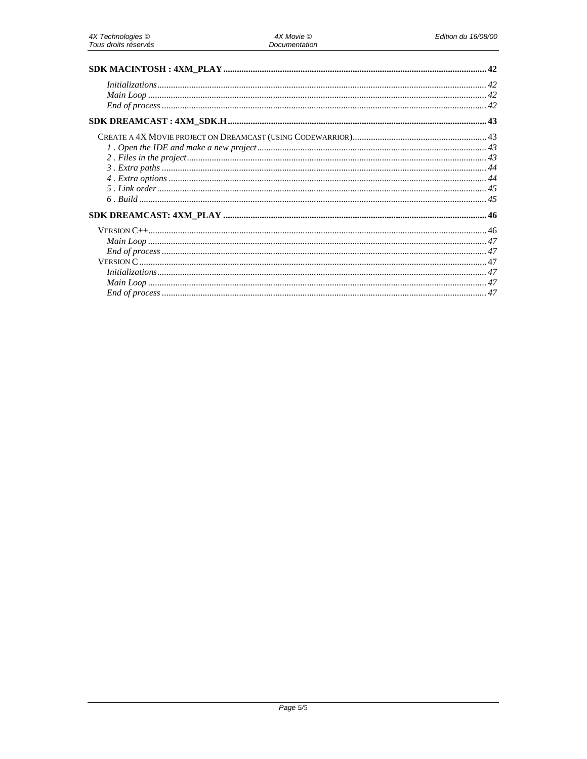**SDK MACINTOSH : 4XM_PLAY** ...... 42

*Initializations* ...... *42*
*Main Loop* ...... *42*
*End of process* ...... *42*

**SDK DREAMCAST : 4XM_SDK.H** ...... 43

CREATE A 4X MOVIE PROJECT ON DREAMCAST (USING CODEWARRIOR) ...... 43
*1 . Open the IDE and make a new project* ...... *43*
*2 . Files in the project* ...... *43*
*3 . Extra paths* ...... *44*
*4 . Extra options* ...... *44*
*5 . Link order* ...... *45*
*6 . Build* ...... *45*

**SDK DREAMCAST: 4XM_PLAY** ...... 46

VERSION C++ ...... 46
*Main Loop* ...... *47*
*End of process* ...... *47*
VERSION C ...... 47
*Initializations* ...... *47*
*Main Loop* ...... *47*
*End of process* ...... *47*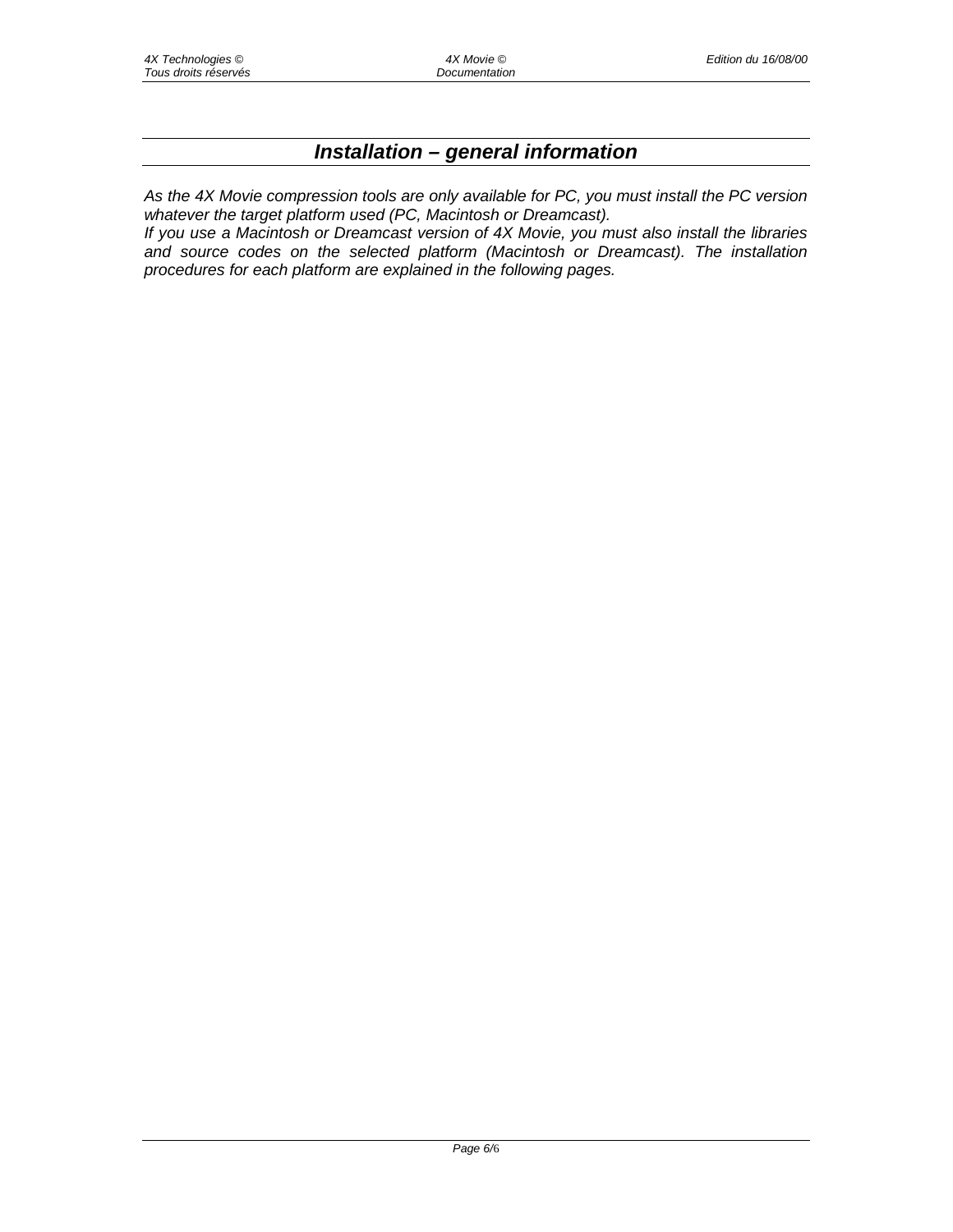# *Installation – general information*

*As the 4X Movie compression tools are only available for PC, you must install the PC version whatever the target platform used (PC, Macintosh or Dreamcast).*
*If you use a Macintosh or Dreamcast version of 4X Movie, you must also install the libraries and source codes on the selected platform (Macintosh or Dreamcast). The installation procedures for each platform are explained in the following pages.*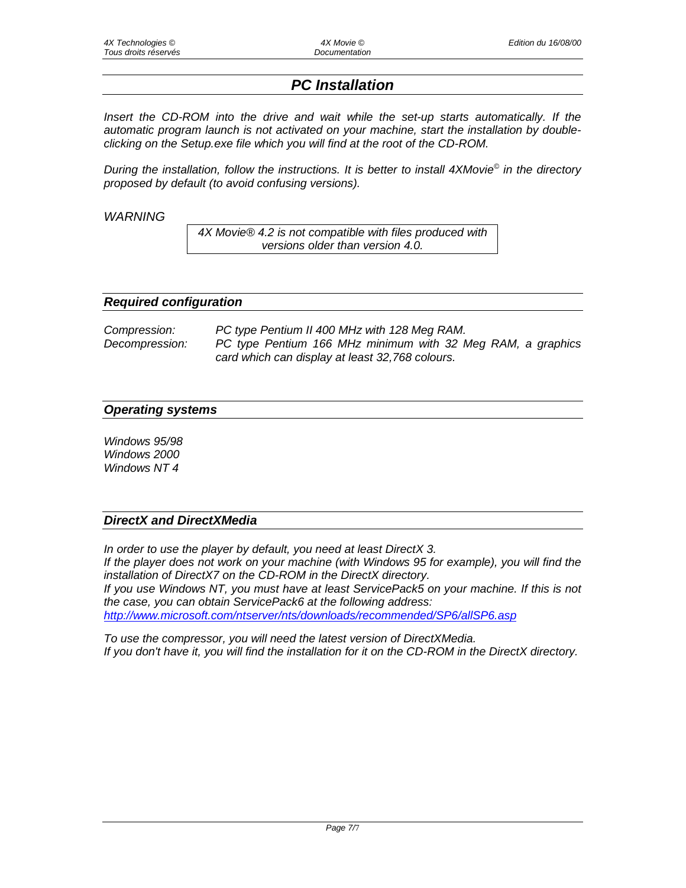# *PC Installation*

*Insert the CD-ROM into the drive and wait while the set-up starts automatically. If the automatic program launch is not activated on your machine, start the installation by double-clicking on the Setup.exe file which you will find at the root of the CD-ROM.*

*During the installation, follow the instructions. It is better to install 4XMovie© in the directory proposed by default (to avoid confusing versions).*

*WARNING*

> *4X Movie® 4.2 is not compatible with files produced with versions older than version 4.0.*

## *Required configuration*

| | |
|---|---|
| *Compression:* | *PC type Pentium II 400 MHz with 128 Meg RAM.* |
| *Decompression:* | *PC type Pentium 166 MHz minimum with 32 Meg RAM, a graphics card which can display at least 32,768 colours.* |

## *Operating systems*

*Windows 95/98*
*Windows 2000*
*Windows NT 4*

## *DirectX and DirectXMedia*

*In order to use the player by default, you need at least DirectX 3.*
*If the player does not work on your machine (with Windows 95 for example), you will find the installation of DirectX7 on the CD-ROM in the DirectX directory.*
*If you use Windows NT, you must have at least ServicePack5 on your machine. If this is not the case, you can obtain ServicePack6 at the following address:*
*http://www.microsoft.com/ntserver/nts/downloads/recommended/SP6/allSP6.asp*

*To use the compressor, you will need the latest version of DirectXMedia.*
*If you don't have it, you will find the installation for it on the CD-ROM in the DirectX directory.*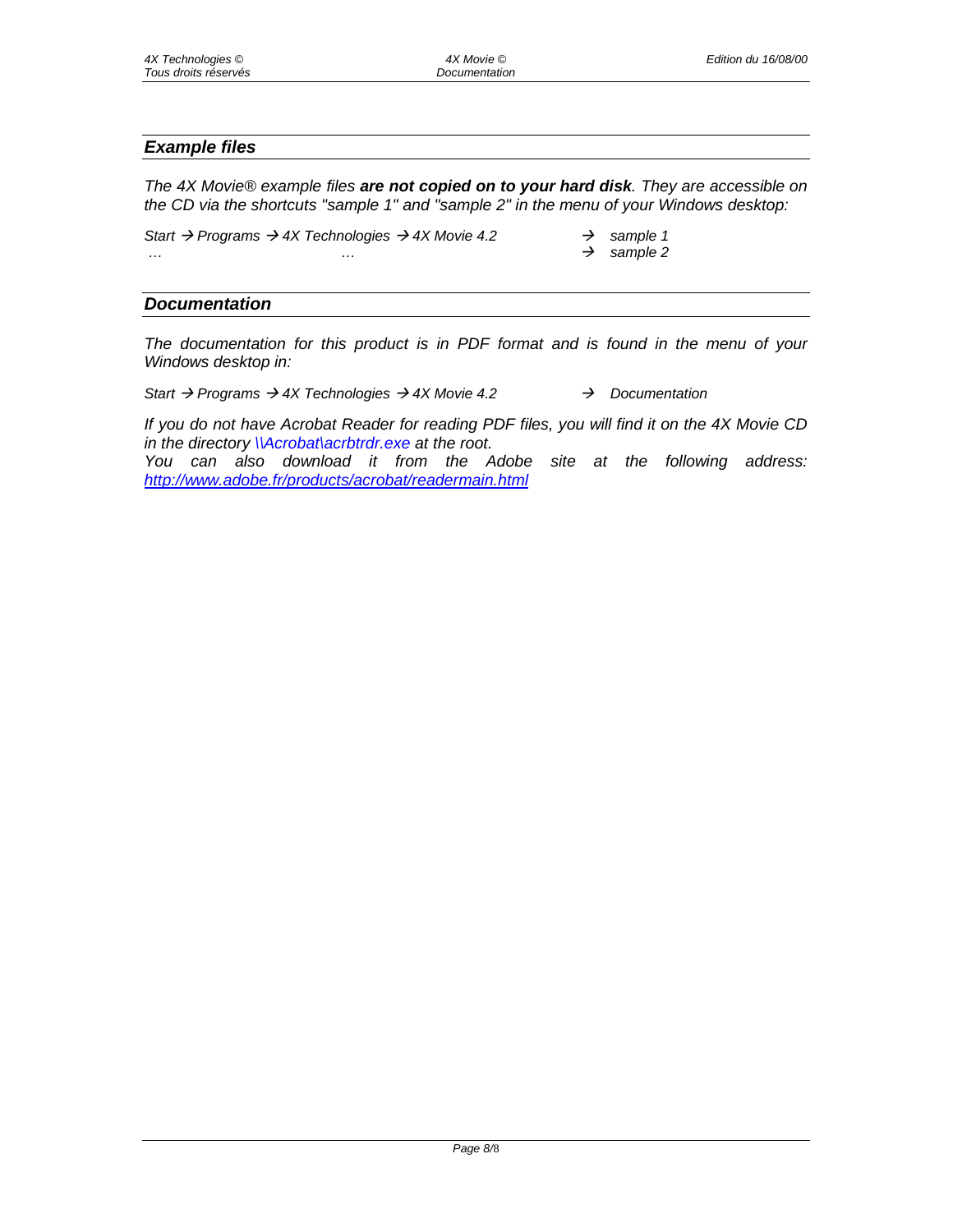## *Example files*

*The 4X Movie® example files **are not copied on to your hard disk**. They are accessible on the CD via the shortcuts "sample 1" and "sample 2" in the menu of your Windows desktop:*

*Start → Programs → 4X Technologies → 4X Movie 4.2 → sample 1*
*… … → sample 2*

## *Documentation*

*The documentation for this product is in PDF format and is found in the menu of your Windows desktop in:*

*Start → Programs → 4X Technologies → 4X Movie 4.2 → Documentation*

*If you do not have Acrobat Reader for reading PDF files, you will find it on the 4X Movie CD in the directory \\Acrobat\acrbtrdr.exe at the root.*
*You can also download it from the Adobe site at the following address: http://www.adobe.fr/products/acrobat/readermain.html*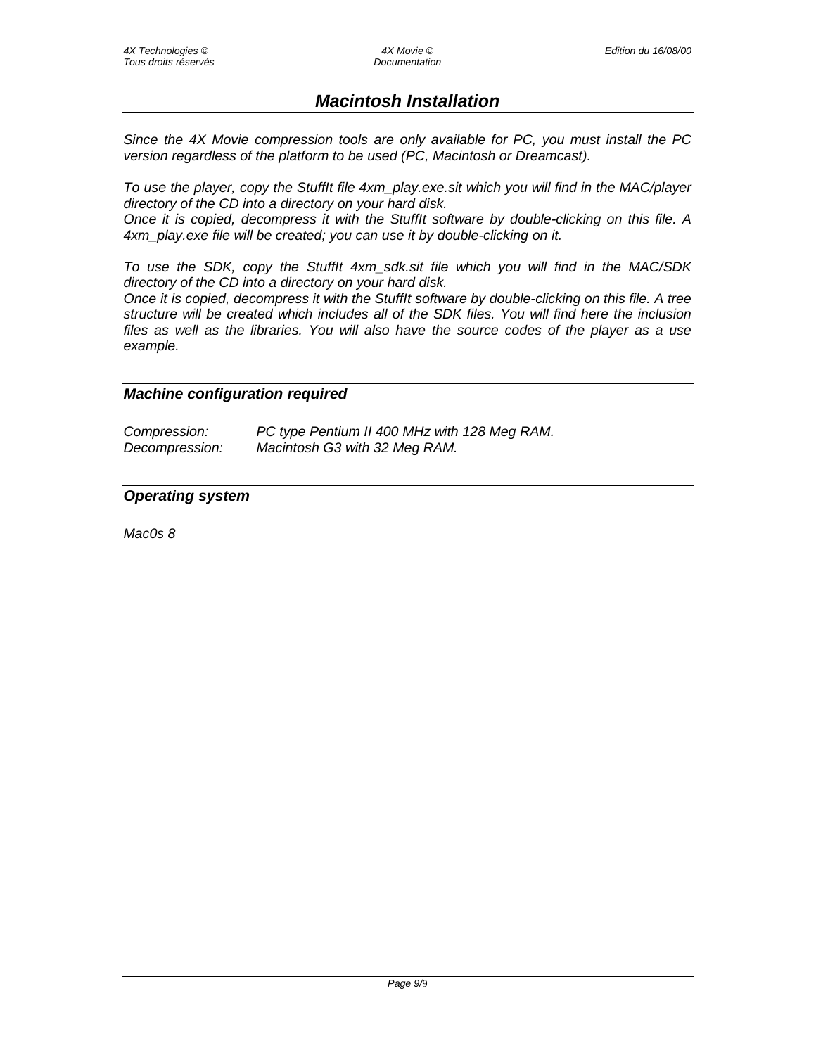## *Macintosh Installation*

*Since the 4X Movie compression tools are only available for PC, you must install the PC version regardless of the platform to be used (PC, Macintosh or Dreamcast).*

*To use the player, copy the StuffIt file 4xm_play.exe.sit which you will find in the MAC/player directory of the CD into a directory on your hard disk.*
*Once it is copied, decompress it with the StuffIt software by double-clicking on this file. A 4xm_play.exe file will be created; you can use it by double-clicking on it.*

*To use the SDK, copy the StuffIt 4xm_sdk.sit file which you will find in the MAC/SDK directory of the CD into a directory on your hard disk.*
*Once it is copied, decompress it with the StuffIt software by double-clicking on this file. A tree structure will be created which includes all of the SDK files. You will find here the inclusion files as well as the libraries. You will also have the source codes of the player as a use example.*

### *Machine configuration required*

| | |
|---|---|
| *Compression:* | *PC type Pentium II 400 MHz with 128 Meg RAM.* |
| *Decompression:* | *Macintosh G3 with 32 Meg RAM.* |

### *Operating system*

*Mac0s 8*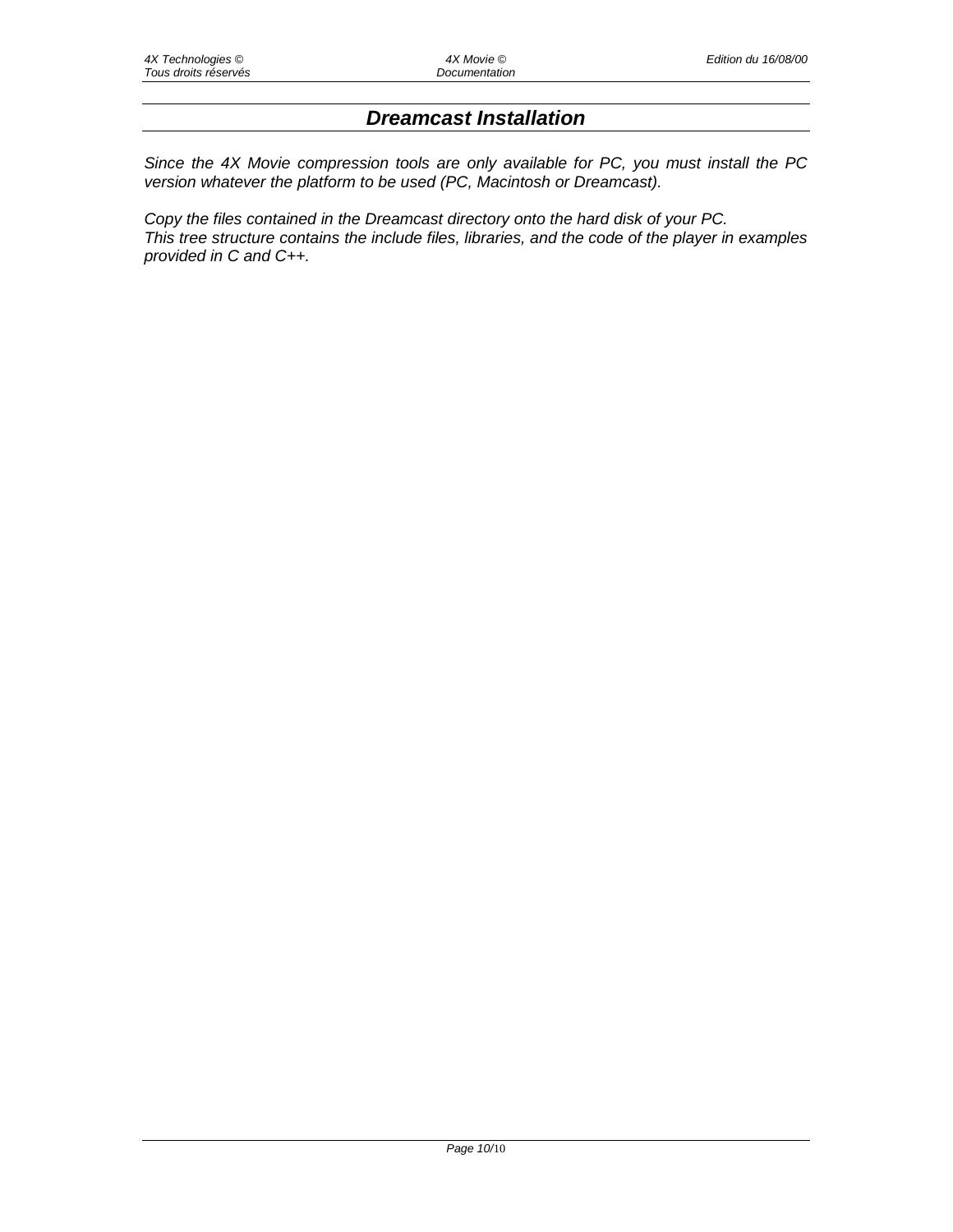## *Dreamcast Installation*

*Since the 4X Movie compression tools are only available for PC, you must install the PC version whatever the platform to be used (PC, Macintosh or Dreamcast).*

*Copy the files contained in the Dreamcast directory onto the hard disk of your PC.*
*This tree structure contains the include files, libraries, and the code of the player in examples provided in C and C++.*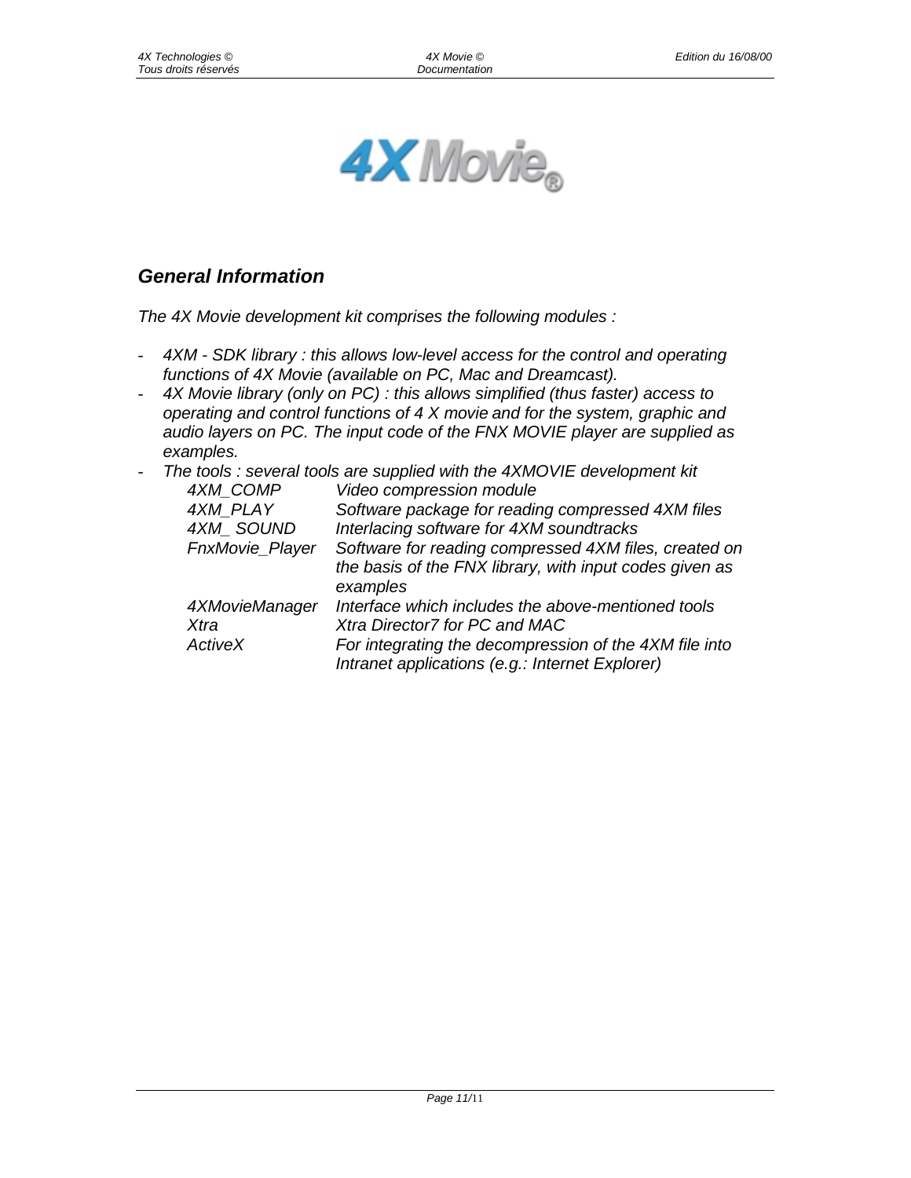## *General Information*

*The 4X Movie development kit comprises the following modules :*

- *4XM - SDK library : this allows low-level access for the control and operating functions of 4X Movie (available on PC, Mac and Dreamcast).*
- *4X Movie library (only on PC) : this allows simplified (thus faster) access to operating and control functions of 4 X movie and for the system, graphic and audio layers on PC. The input code of the FNX MOVIE player are supplied as examples.*
- *The tools : several tools are supplied with the 4XMOVIE development kit*

| | |
|---|---|
| *4XM_COMP* | *Video compression module* |
| *4XM_PLAY* | *Software package for reading compressed 4XM files* |
| *4XM_ SOUND* | *Interlacing software for 4XM soundtracks* |
| *FnxMovie_Player* | *Software for reading compressed 4XM files, created on the basis of the FNX library, with input codes given as examples* |
| *4XMovieManager* | *Interface which includes the above-mentioned tools* |
| *Xtra* | *Xtra Director7 for PC and MAC* |
| *ActiveX* | *For integrating the decompression of the 4XM file into Intranet applications (e.g.: Internet Explorer)* |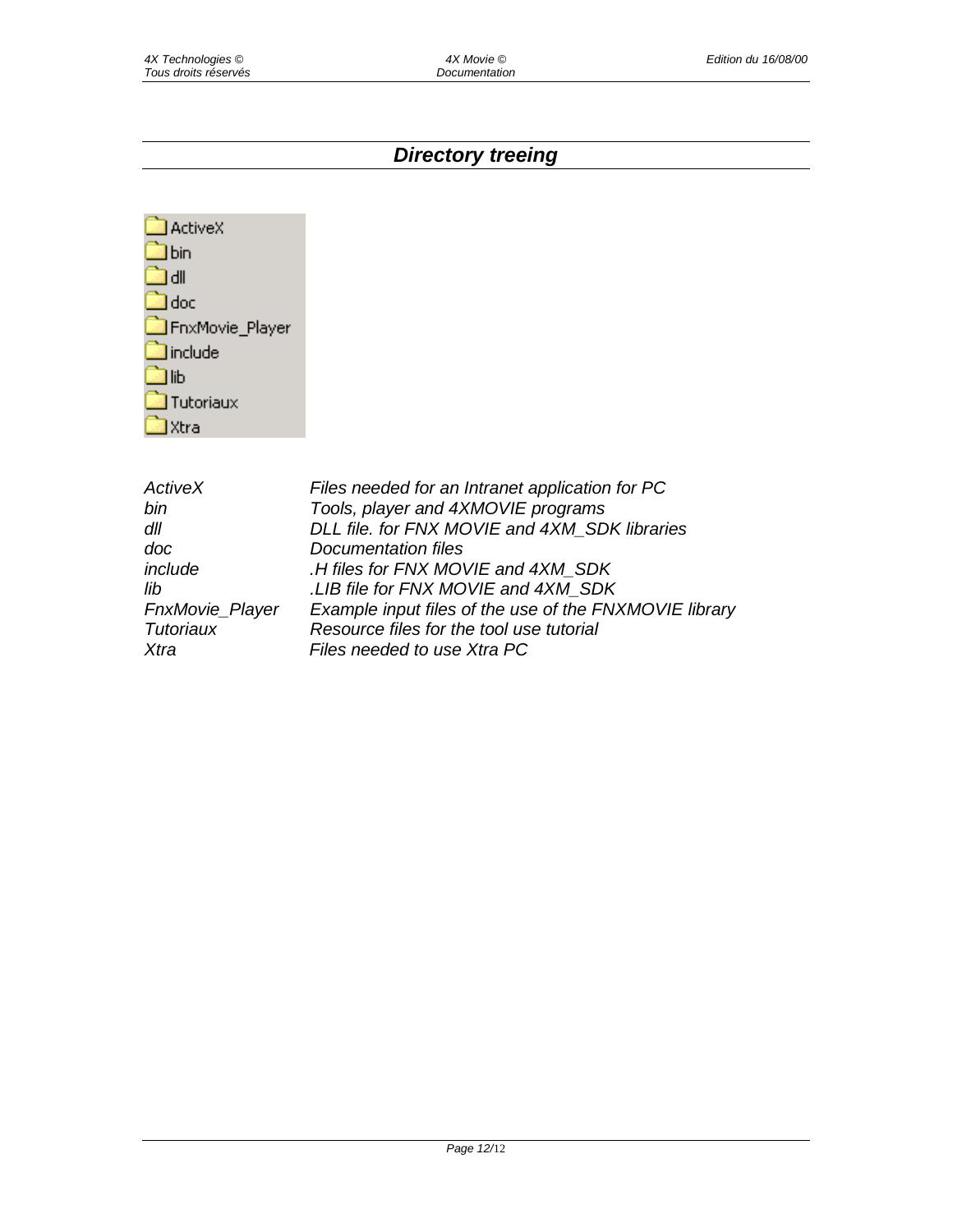## *Directory treeing*

ActiveX
bin
dll
doc
FnxMovie_Player
include
lib
Tutoriaux
Xtra

| | |
|---|---|
| *ActiveX* | *Files needed for an Intranet application for PC* |
| *bin* | *Tools, player and 4XMOVIE programs* |
| *dll* | *DLL file. for FNX MOVIE and 4XM_SDK libraries* |
| *doc* | *Documentation files* |
| *include* | *.H files for FNX MOVIE and 4XM_SDK* |
| *lib* | *.LIB file for FNX MOVIE and 4XM_SDK* |
| *FnxMovie_Player* | *Example input files of the use of the FNXMOVIE library* |
| *Tutoriaux* | *Resource files for the tool use tutorial* |
| *Xtra* | *Files needed to use Xtra PC* |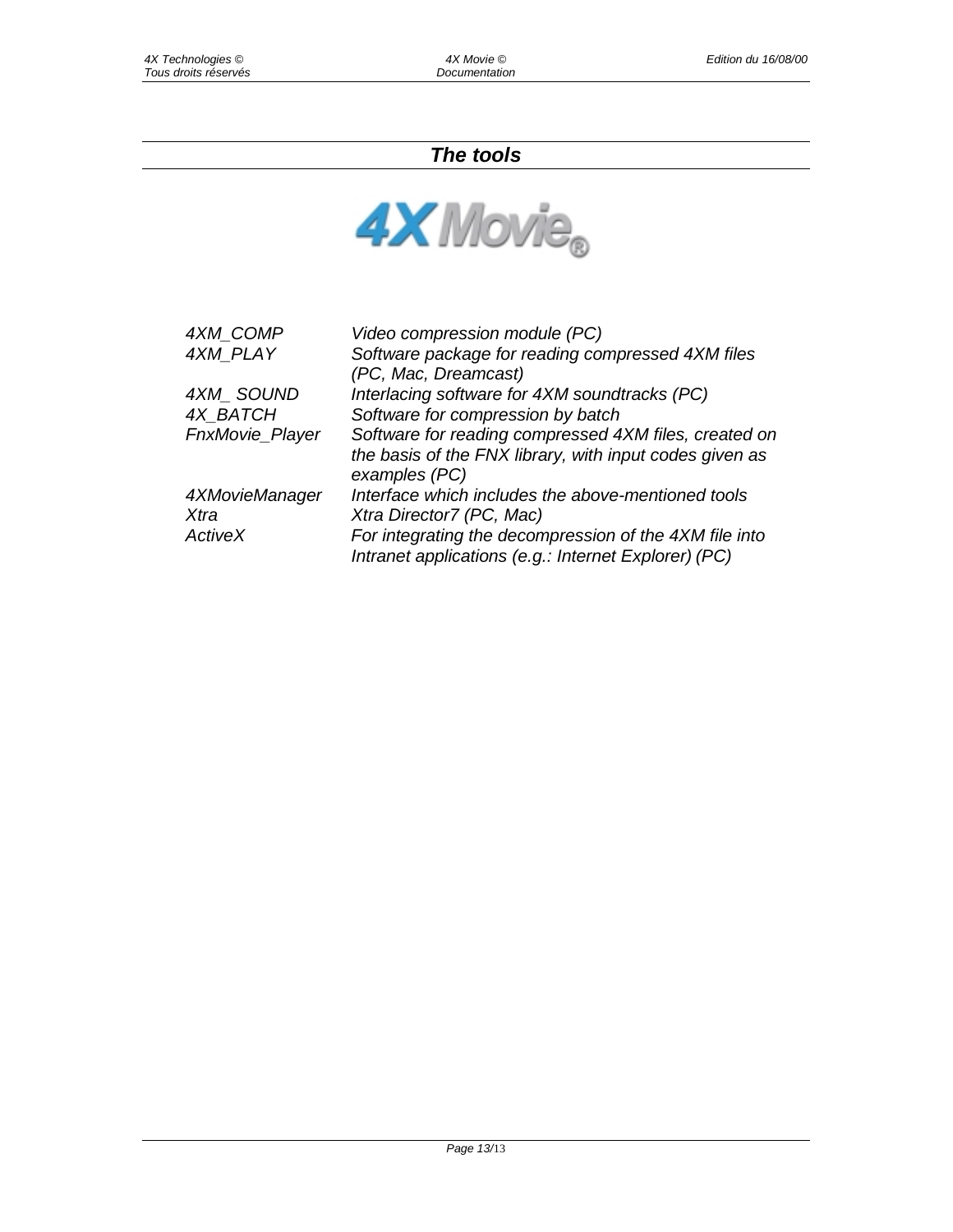## *The tools*

| | |
|---|---|
| *4XM_COMP* | *Video compression module (PC)* |
| *4XM_PLAY* | *Software package for reading compressed 4XM files (PC, Mac, Dreamcast)* |
| *4XM_ SOUND* | *Interlacing software for 4XM soundtracks (PC)* |
| *4X_BATCH* | *Software for compression by batch* |
| *FnxMovie_Player* | *Software for reading compressed 4XM files, created on the basis of the FNX library, with input codes given as examples (PC)* |
| *4XMovieManager* | *Interface which includes the above-mentioned tools* |
| *Xtra* | *Xtra Director7 (PC, Mac)* |
| *ActiveX* | *For integrating the decompression of the 4XM file into Intranet applications (e.g.: Internet Explorer) (PC)* |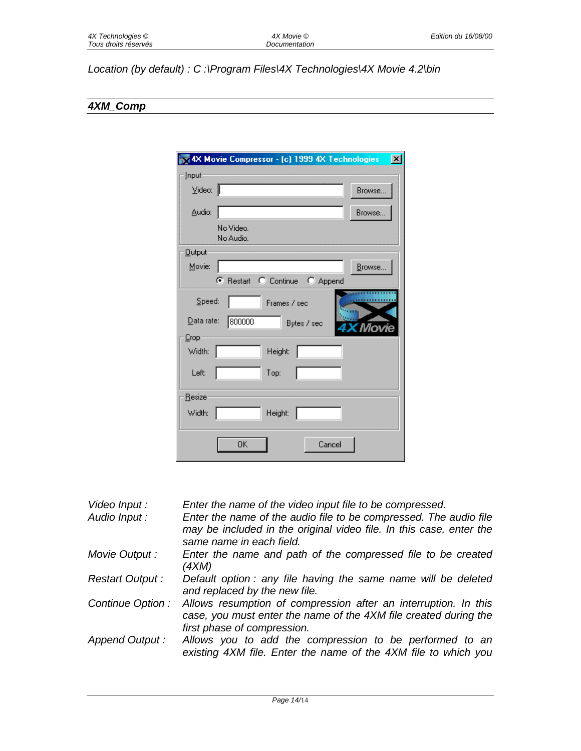*Location (by default) : C :\Program Files\4X Technologies\4X Movie 4.2\bin*

## *4XM_Comp*

| | |
|---|---|
| *Video Input :* | *Enter the name of the video input file to be compressed.* |
| *Audio Input :* | *Enter the name of the audio file to be compressed. The audio file may be included in the original video file. In this case, enter the same name in each field.* |
| *Movie Output :* | *Enter the name and path of the compressed file to be created (4XM)* |
| *Restart Output :* | *Default option : any file having the same name will be deleted and replaced by the new file.* |
| *Continue Option :* | *Allows resumption of compression after an interruption. In this case, you must enter the name of the 4XM file created during the first phase of compression.* |
| *Append Output :* | *Allows you to add the compression to be performed to an existing 4XM file. Enter the name of the 4XM file to which you* |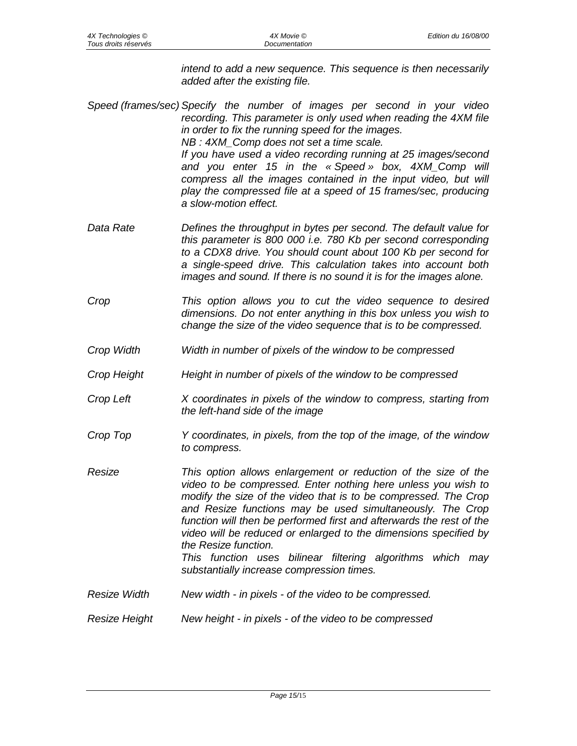*intend to add a new sequence. This sequence is then necessarily added after the existing file.*

| | |
|---|---|
| *Speed (frames/sec)* | *Specify the number of images per second in your video recording. This parameter is only used when reading the 4XM file in order to fix the running speed for the images.*<br>*NB : 4XM_Comp does not set a time scale.*<br>*If you have used a video recording running at 25 images/second and you enter 15 in the « Speed » box, 4XM_Comp will compress all the images contained in the input video, but will play the compressed file at a speed of 15 frames/sec, producing a slow-motion effect.* |
| *Data Rate* | *Defines the throughput in bytes per second. The default value for this parameter is 800 000 i.e. 780 Kb per second corresponding to a CDX8 drive. You should count about 100 Kb per second for a single-speed drive. This calculation takes into account both images and sound. If there is no sound it is for the images alone.* |
| *Crop* | *This option allows you to cut the video sequence to desired dimensions. Do not enter anything in this box unless you wish to change the size of the video sequence that is to be compressed.* |
| *Crop Width* | *Width in number of pixels of the window to be compressed* |
| *Crop Height* | *Height in number of pixels of the window to be compressed* |
| *Crop Left* | *X coordinates in pixels of the window to compress, starting from the left-hand side of the image* |
| *Crop Top* | *Y coordinates, in pixels, from the top of the image, of the window to compress.* |
| *Resize* | *This option allows enlargement or reduction of the size of the video to be compressed. Enter nothing here unless you wish to modify the size of the video that is to be compressed. The Crop and Resize functions may be used simultaneously. The Crop function will then be performed first and afterwards the rest of the video will be reduced or enlarged to the dimensions specified by the Resize function.*<br>*This function uses bilinear filtering algorithms which may substantially increase compression times.* |
| *Resize Width* | *New width - in pixels - of the video to be compressed.* |
| *Resize Height* | *New height - in pixels - of the video to be compressed* |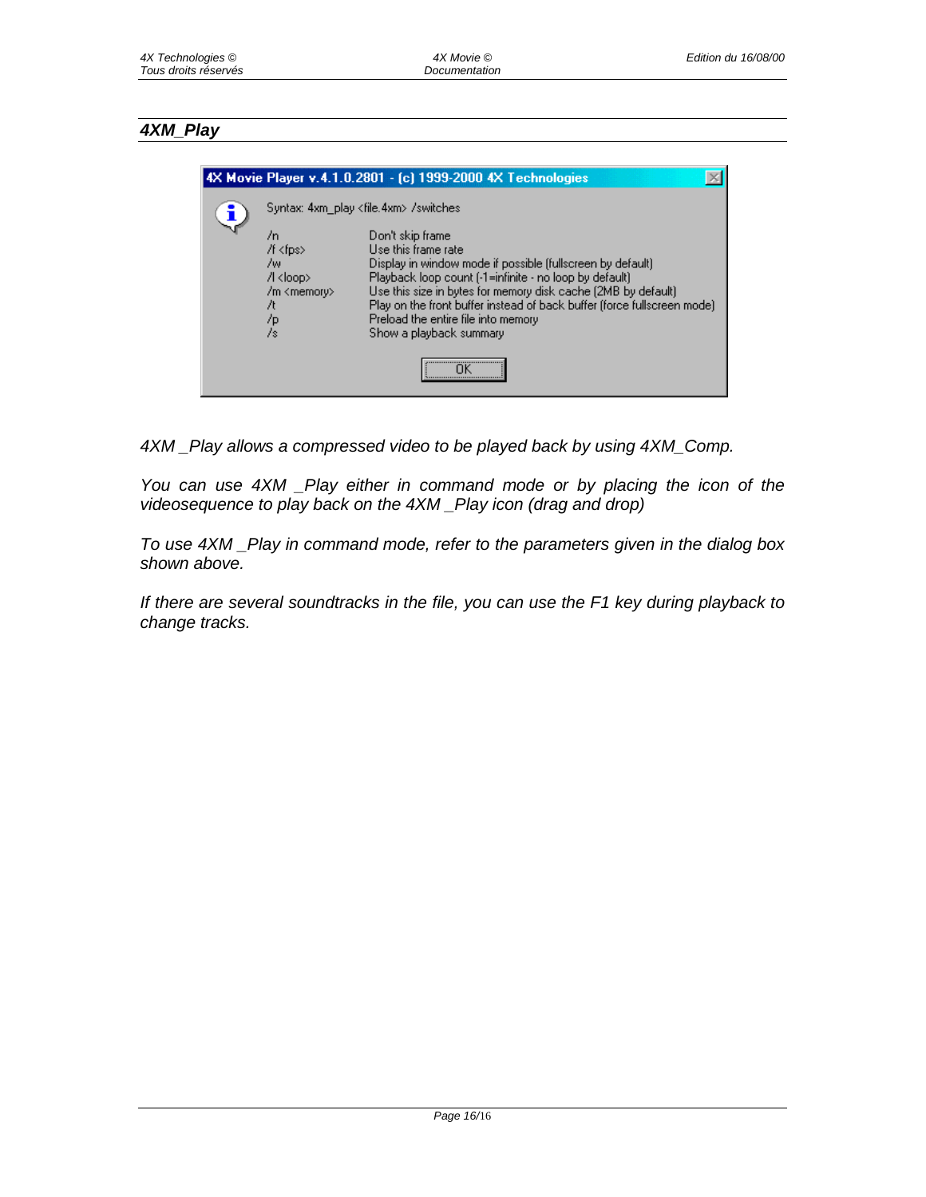## *4XM_Play*

4X Movie Player v.4.1.0.2801 - (c) 1999-2000 4X Technologies

Syntax: 4xm_play <file.4xm> /switches

| | |
|---|---|
| /n | Don't skip frame |
| /f <fps> | Use this frame rate |
| /w | Display in window mode if possible (fullscreen by default) |
| /l <loop> | Playback loop count (-1=infinite - no loop by default) |
| /m <memory> | Use this size in bytes for memory disk cache (2MB by default) |
| /t | Play on the front buffer instead of back buffer (force fullscreen mode) |
| /p | Preload the entire file into memory |
| /s | Show a playback summary |

OK

*4XM _Play allows a compressed video to be played back by using 4XM_Comp.*

*You can use 4XM _Play either in command mode or by placing the icon of the videosequence to play back on the 4XM _Play icon (drag and drop)*

*To use 4XM _Play in command mode, refer to the parameters given in the dialog box shown above.*

*If there are several soundtracks in the file, you can use the F1 key during playback to change tracks.*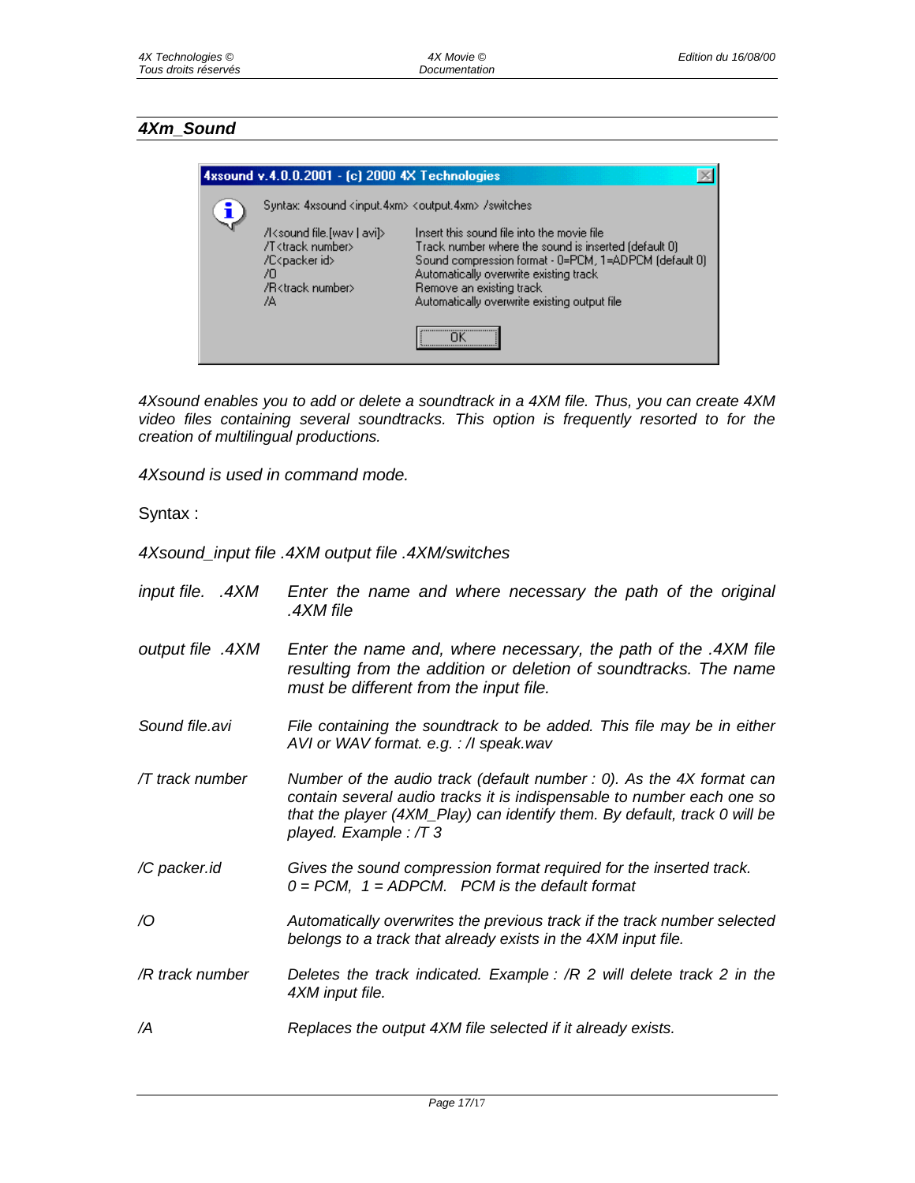## *4Xm_Sound*

**4xsound v.4.0.0.2001 - (c) 2000 4X Technologies**

Syntax: 4xsound <input.4xm> <output.4xm> /switches

| | |
|---|---|
| /I<sound file.[wav \| avi]> | Insert this sound file into the movie file |
| /T<track number> | Track number where the sound is inserted (default 0) |
| /C<packer id> | Sound compression format - 0=PCM, 1=ADPCM (default 0) |
| /O | Automatically overwrite existing track |
| /R<track number> | Remove an existing track |
| /A | Automatically overwrite existing output file |

OK

*4Xsound enables you to add or delete a soundtrack in a 4XM file. Thus, you can create 4XM video files containing several soundtracks. This option is frequently resorted to for the creation of multilingual productions.*

*4Xsound is used in command mode.*

Syntax :

*4Xsound_input file .4XM output file .4XM/switches*

| | |
|---|---|
| *input file. .4XM* | *Enter the name and where necessary the path of the original .4XM file* |
| *output file .4XM* | *Enter the name and, where necessary, the path of the .4XM file resulting from the addition or deletion of soundtracks. The name must be different from the input file.* |
| *Sound file.avi* | *File containing the soundtrack to be added. This file may be in either AVI or WAV format. e.g. : /I speak.wav* |
| */T track number* | *Number of the audio track (default number : 0). As the 4X format can contain several audio tracks it is indispensable to number each one so that the player (4XM_Play) can identify them. By default, track 0 will be played. Example : /T 3* |
| */C packer.id* | *Gives the sound compression format required for the inserted track. 0 = PCM, 1 = ADPCM. PCM is the default format* |
| */O* | *Automatically overwrites the previous track if the track number selected belongs to a track that already exists in the 4XM input file.* |
| */R track number* | *Deletes the track indicated. Example : /R 2 will delete track 2 in the 4XM input file.* |
| */A* | *Replaces the output 4XM file selected if it already exists.* |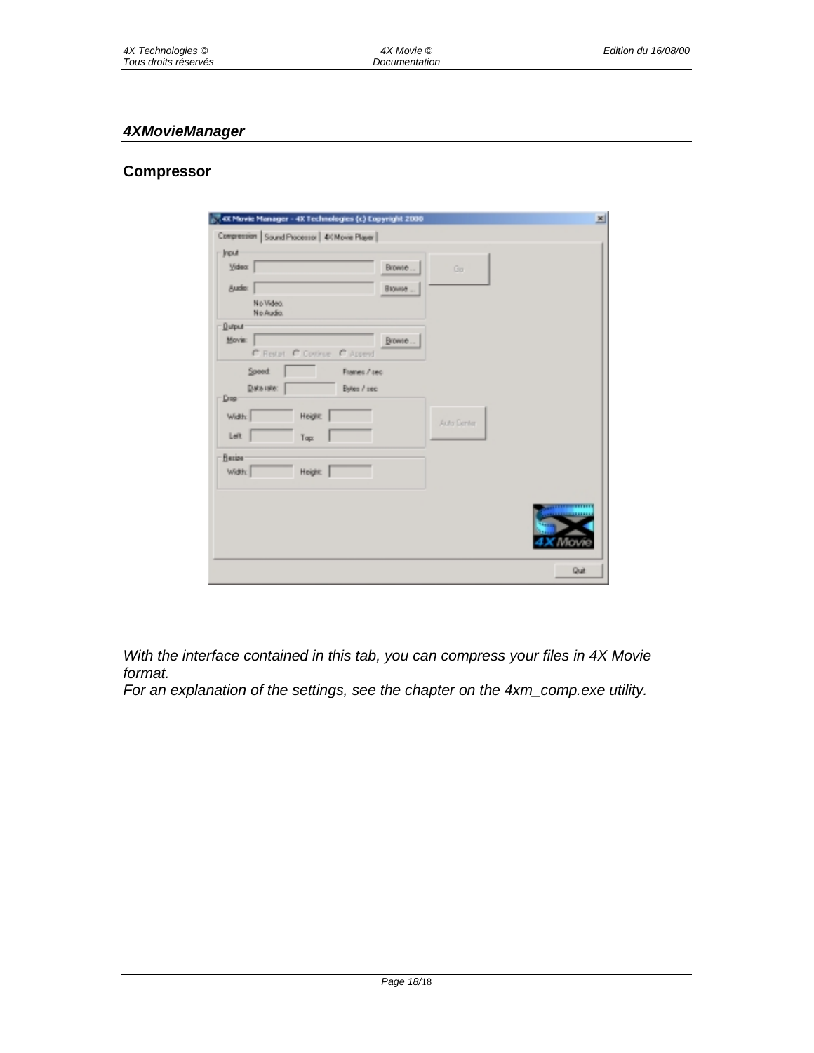## *4XMovieManager*

### Compressor

*With the interface contained in this tab, you can compress your files in 4X Movie format.*
*For an explanation of the settings, see the chapter on the 4xm_comp.exe utility.*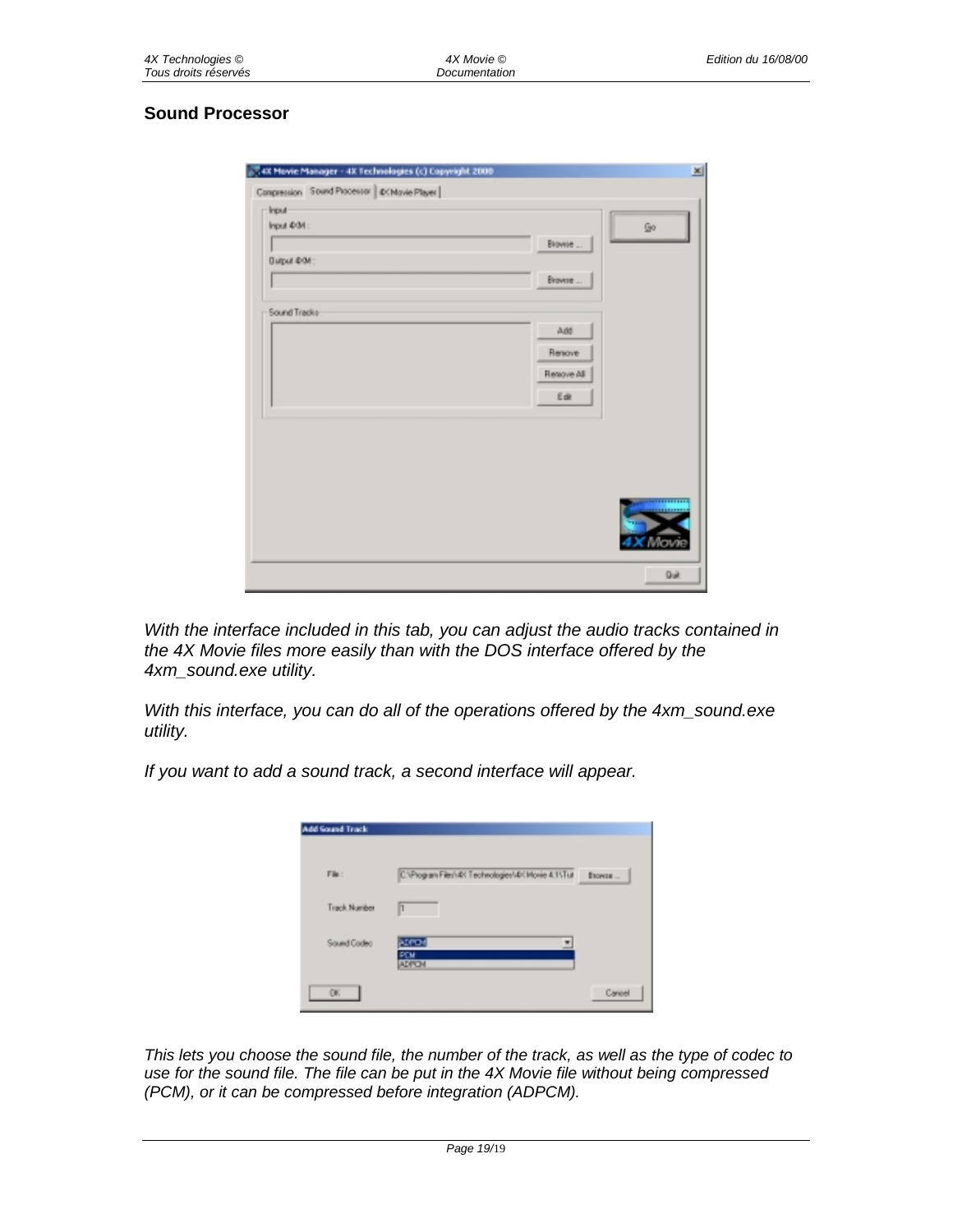## Sound Processor

*With the interface included in this tab, you can adjust the audio tracks contained in the 4X Movie files more easily than with the DOS interface offered by the 4xm_sound.exe utility.*

*With this interface, you can do all of the operations offered by the 4xm_sound.exe utility.*

*If you want to add a sound track, a second interface will appear.*

*This lets you choose the sound file, the number of the track, as well as the type of codec to use for the sound file. The file can be put in the 4X Movie file without being compressed (PCM), or it can be compressed before integration (ADPCM).*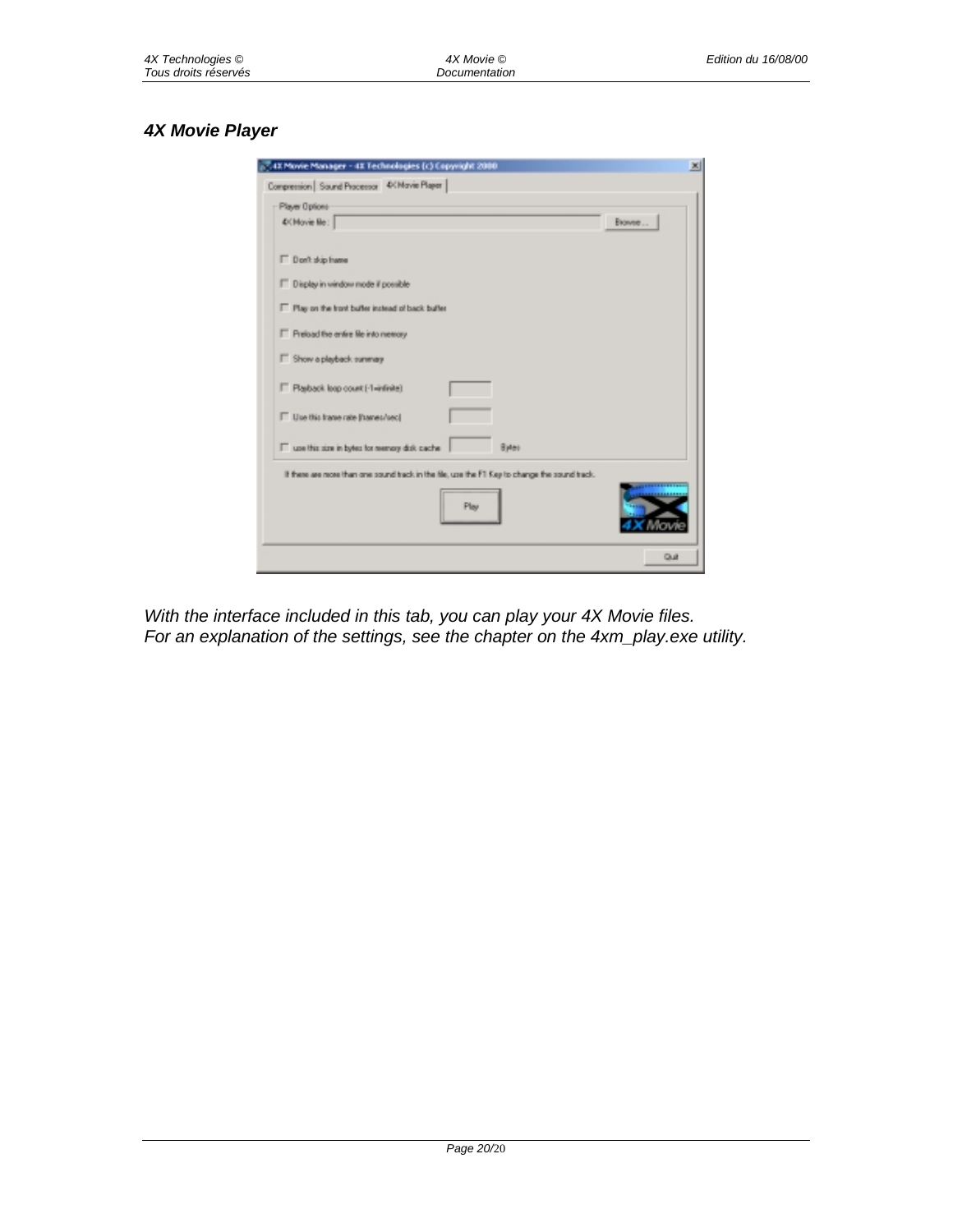### *4X Movie Player*

*With the interface included in this tab, you can play your 4X Movie files.*
*For an explanation of the settings, see the chapter on the 4xm_play.exe utility.*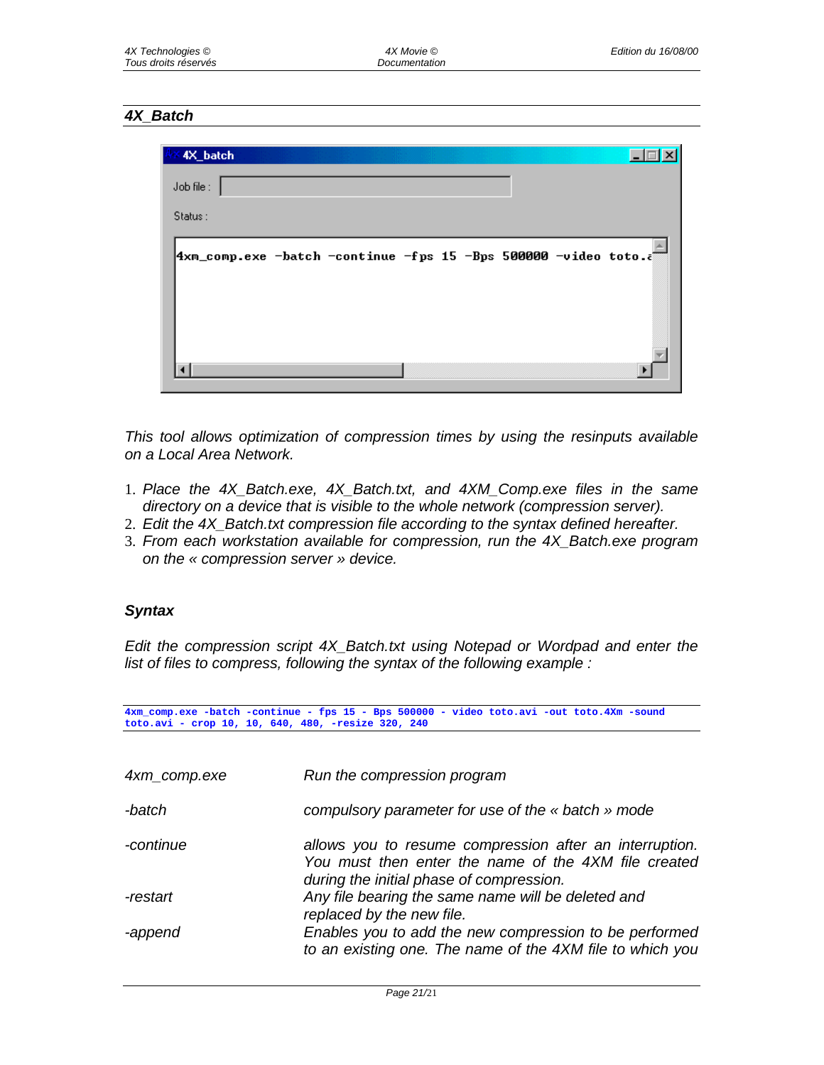## 4X_Batch

*This tool allows optimization of compression times by using the resinputs available on a Local Area Network.*

1. *Place the 4X_Batch.exe, 4X_Batch.txt, and 4XM_Comp.exe files in the same directory on a device that is visible to the whole network (compression server).*
2. *Edit the 4X_Batch.txt compression file according to the syntax defined hereafter.*
3. *From each workstation available for compression, run the 4X_Batch.exe program on the « compression server » device.*

### Syntax

*Edit the compression script 4X_Batch.txt using Notepad or Wordpad and enter the list of files to compress, following the syntax of the following example :*

```
4xm_comp.exe -batch -continue - fps 15 - Bps 500000 - video toto.avi -out toto.4Xm -sound
toto.avi - crop 10, 10, 640, 480, -resize 320, 240
```

| | |
|---|---|
| *4xm_comp.exe* | *Run the compression program* |
| *-batch* | *compulsory parameter for use of the « batch » mode* |
| *-continue* | *allows you to resume compression after an interruption. You must then enter the name of the 4XM file created during the initial phase of compression.* |
| *-restart* | *Any file bearing the same name will be deleted and replaced by the new file.* |
| *-append* | *Enables you to add the new compression to be performed to an existing one. The name of the 4XM file to which you* |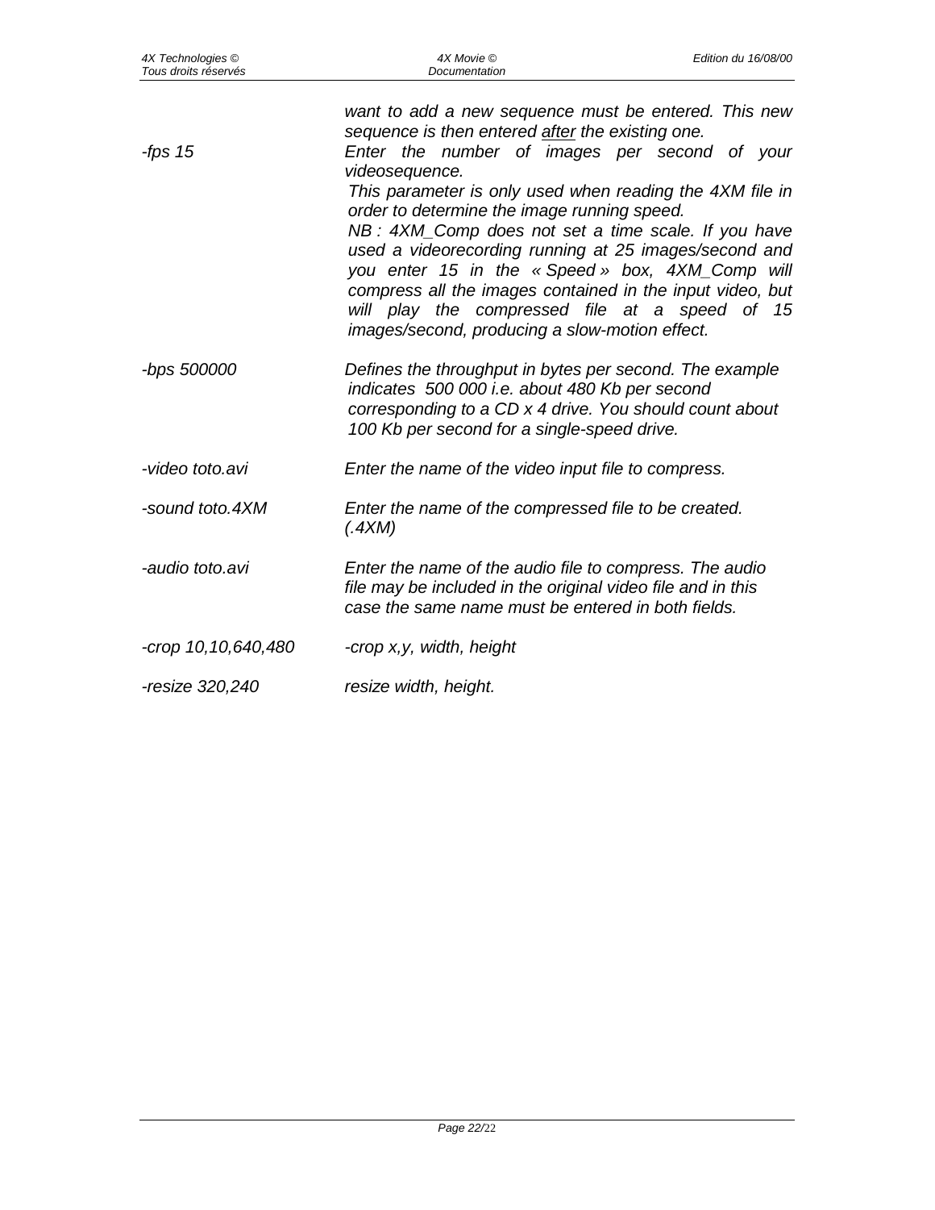*want to add a new sequence must be entered. This new sequence is then entered after the existing one.*

| | |
|---|---|
| *-fps 15* | *Enter the number of images per second of your videosequence.*<br>*This parameter is only used when reading the 4XM file in order to determine the image running speed.*<br>*NB : 4XM_Comp does not set a time scale. If you have used a videorecording running at 25 images/second and you enter 15 in the « Speed » box, 4XM_Comp will compress all the images contained in the input video, but will play the compressed file at a speed of 15 images/second, producing a slow-motion effect.* |
| *-bps 500000* | *Defines the throughput in bytes per second. The example indicates 500 000 i.e. about 480 Kb per second corresponding to a CD x 4 drive. You should count about 100 Kb per second for a single-speed drive.* |
| *-video toto.avi* | *Enter the name of the video input file to compress.* |
| *-sound toto.4XM* | *Enter the name of the compressed file to be created. (.4XM)* |
| *-audio toto.avi* | *Enter the name of the audio file to compress. The audio file may be included in the original video file and in this case the same name must be entered in both fields.* |
| *-crop 10,10,640,480* | *-crop x,y, width, height* |
| *-resize 320,240* | *resize width, height.* |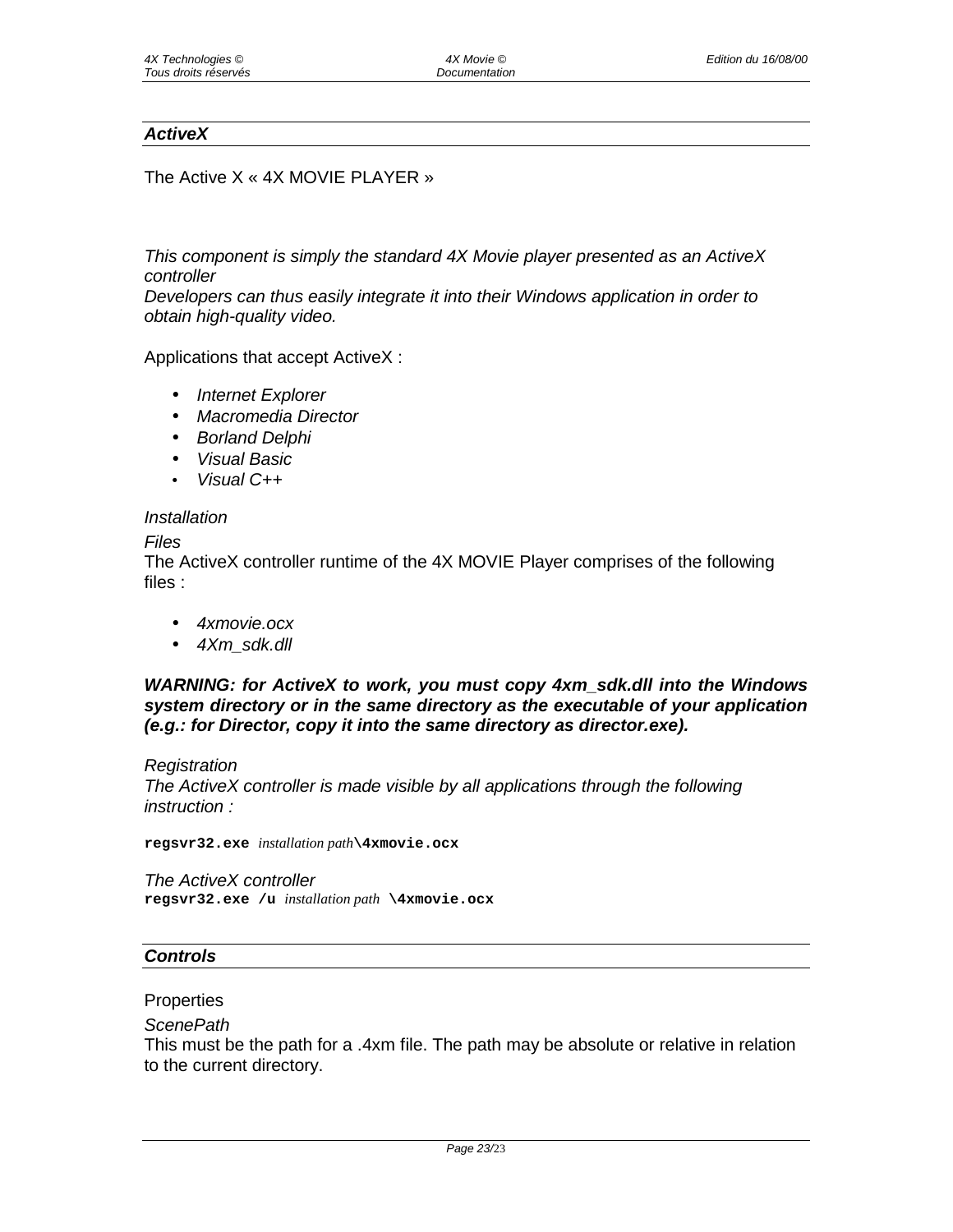## *ActiveX*

The Active X « 4X MOVIE PLAYER »

*This component is simply the standard 4X Movie player presented as an ActiveX controller*
*Developers can thus easily integrate it into their Windows application in order to obtain high-quality video.*

Applications that accept ActiveX :

- *Internet Explorer*
- *Macromedia Director*
- *Borland Delphi*
- *Visual Basic*
- *Visual C++*

*Installation*

*Files*
The ActiveX controller runtime of the 4X MOVIE Player comprises of the following files :

- *4xmovie.ocx*
- *4Xm_sdk.dll*

***WARNING: for ActiveX to work, you must copy 4xm_sdk.dll into the Windows system directory or in the same directory as the executable of your application (e.g.: for Director, copy it into the same directory as director.exe).***

*Registration*
*The ActiveX controller is made visible by all applications through the following instruction :*

**regsvr32.exe** *installation path***\4xmovie.ocx**

*The ActiveX controller*
**regsvr32.exe /u** *installation path* **\4xmovie.ocx**

## *Controls*

Properties

*ScenePath*
This must be the path for a .4xm file. The path may be absolute or relative in relation to the current directory.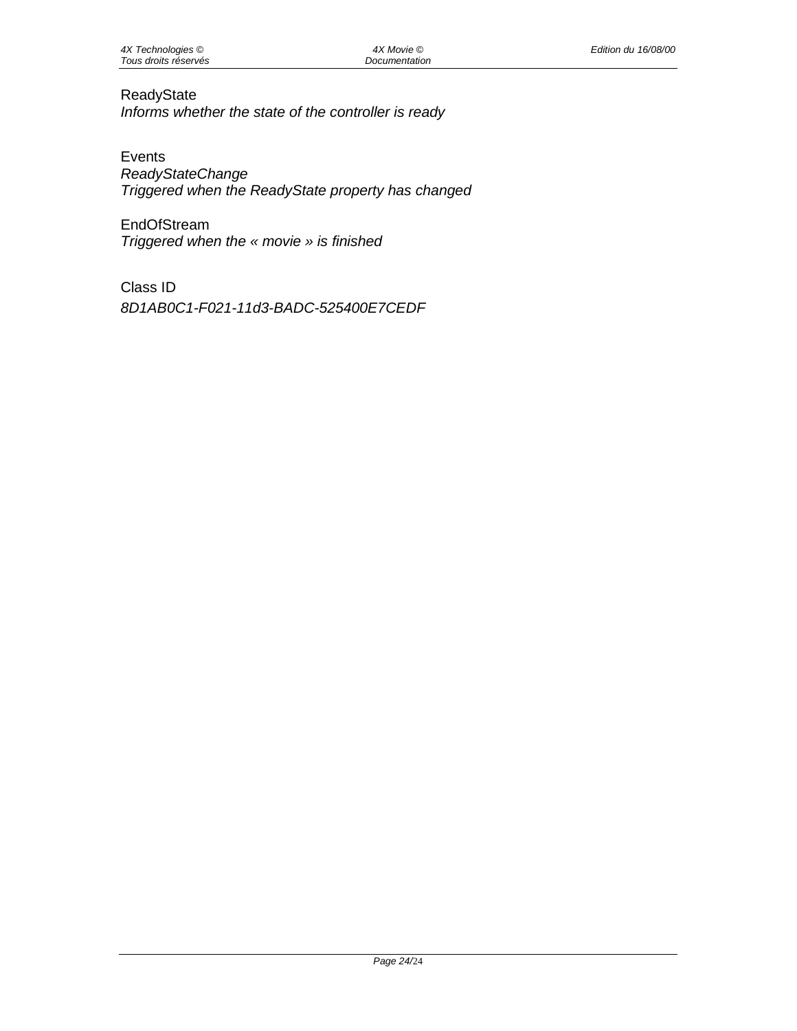ReadyState
*Informs whether the state of the controller is ready*

Events
*ReadyStateChange*
*Triggered when the ReadyState property has changed*

EndOfStream
*Triggered when the « movie » is finished*

Class ID
*8D1AB0C1-F021-11d3-BADC-525400E7CEDF*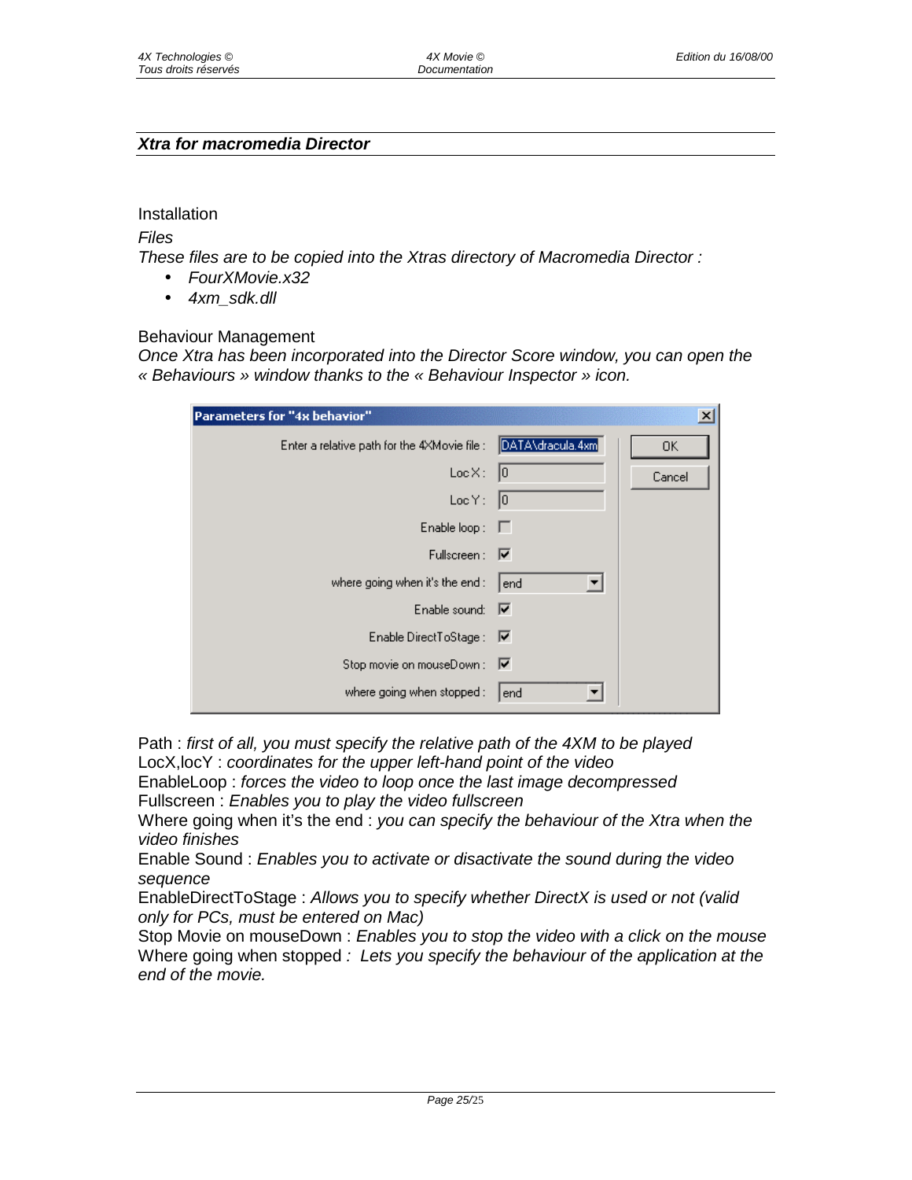## *Xtra for macromedia Director*

Installation

*Files*

*These files are to be copied into the Xtras directory of Macromedia Director :*

- *FourXMovie.x32*
- *4xm_sdk.dll*

Behaviour Management

*Once Xtra has been incorporated into the Director Score window, you can open the « Behaviours » window thanks to the « Behaviour Inspector » icon.*

Path : *first of all, you must specify the relative path of the 4XM to be played*
LocX,locY : *coordinates for the upper left-hand point of the video*
EnableLoop : *forces the video to loop once the last image decompressed*
Fullscreen : *Enables you to play the video fullscreen*
Where going when it's the end : *you can specify the behaviour of the Xtra when the video finishes*
Enable Sound : *Enables you to activate or disactivate the sound during the video sequence*
EnableDirectToStage : *Allows you to specify whether DirectX is used or not (valid only for PCs, must be entered on Mac)*
Stop Movie on mouseDown : *Enables you to stop the video with a click on the mouse*
Where going when stopped *: Lets you specify the behaviour of the application at the end of the movie.*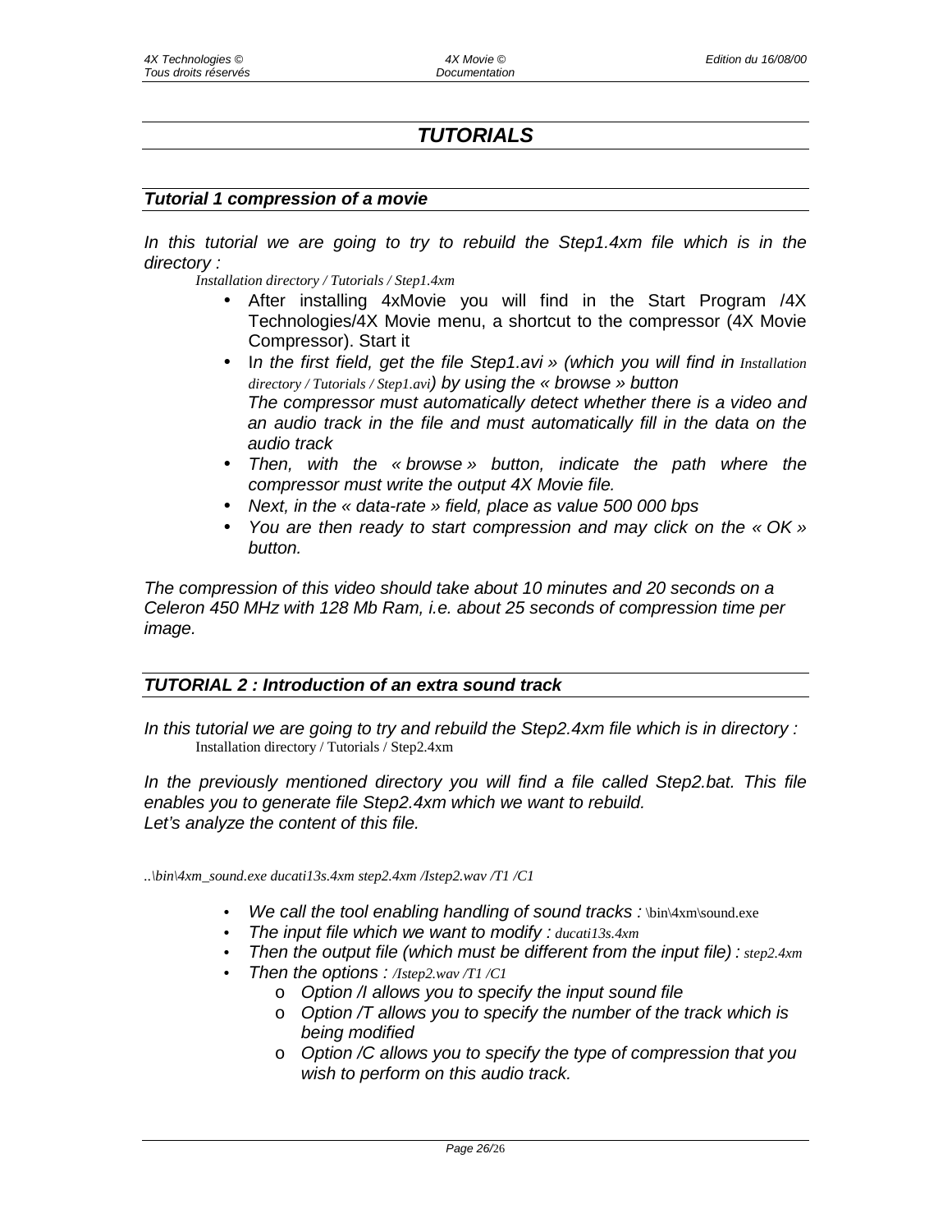# *TUTORIALS*

## *Tutorial 1 compression of a movie*

*In this tutorial we are going to try to rebuild the Step1.4xm file which is in the directory :*

*Installation directory / Tutorials / Step1.4xm*

- After installing 4xMovie you will find in the Start Program /4X Technologies/4X Movie menu, a shortcut to the compressor (4X Movie Compressor). Start it
- I*n the first field, get the file Step1.avi » (which you will find in Installation directory / Tutorials / Step1.avi) by using the « browse » button*
  *The compressor must automatically detect whether there is a video and an audio track in the file and must automatically fill in the data on the audio track*
- *Then, with the « browse » button, indicate the path where the compressor must write the output 4X Movie file.*
- *Next, in the « data-rate » field, place as value 500 000 bps*
- *You are then ready to start compression and may click on the « OK » button.*

*The compression of this video should take about 10 minutes and 20 seconds on a Celeron 450 MHz with 128 Mb Ram, i.e. about 25 seconds of compression time per image.*

## *TUTORIAL 2 : Introduction of an extra sound track*

*In this tutorial we are going to try and rebuild the Step2.4xm file which is in directory :*

Installation directory / Tutorials / Step2.4xm

*In the previously mentioned directory you will find a file called Step2.bat. This file enables you to generate file Step2.4xm which we want to rebuild.*
*Let's analyze the content of this file.*

```
..\bin\4xm_sound.exe ducati13s.4xm step2.4xm /Istep2.wav /T1 /C1
```

- *We call the tool enabling handling of sound tracks :* \bin\4xm\sound.exe
- *The input file which we want to modify : ducati13s.4xm*
- *Then the output file (which must be different from the input file) : step2.4xm*
- *Then the options : /Istep2.wav /T1 /C1*
  - *Option /I allows you to specify the input sound file*
  - *Option /T allows you to specify the number of the track which is being modified*
  - *Option /C allows you to specify the type of compression that you wish to perform on this audio track.*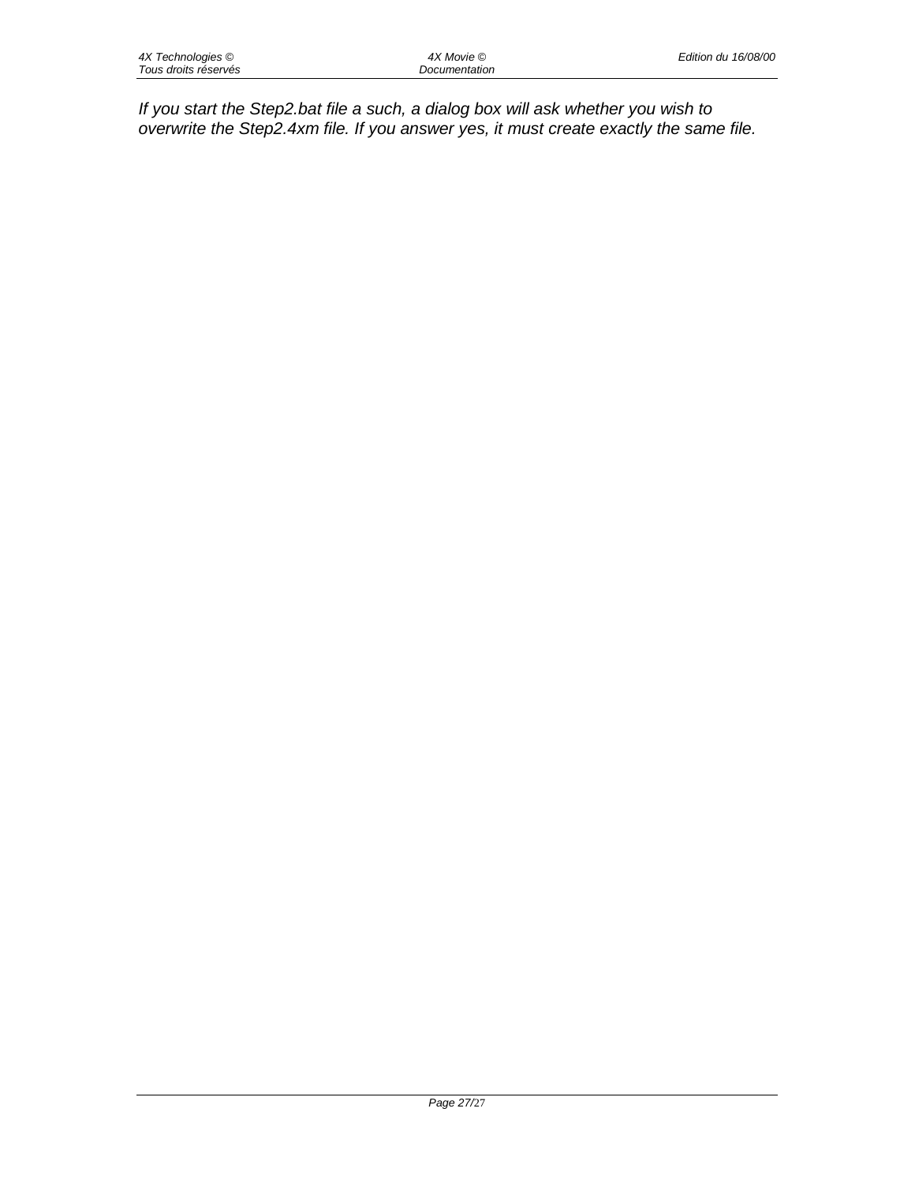*If you start the Step2.bat file a such, a dialog box will ask whether you wish to overwrite the Step2.4xm file. If you answer yes, it must create exactly the same file.*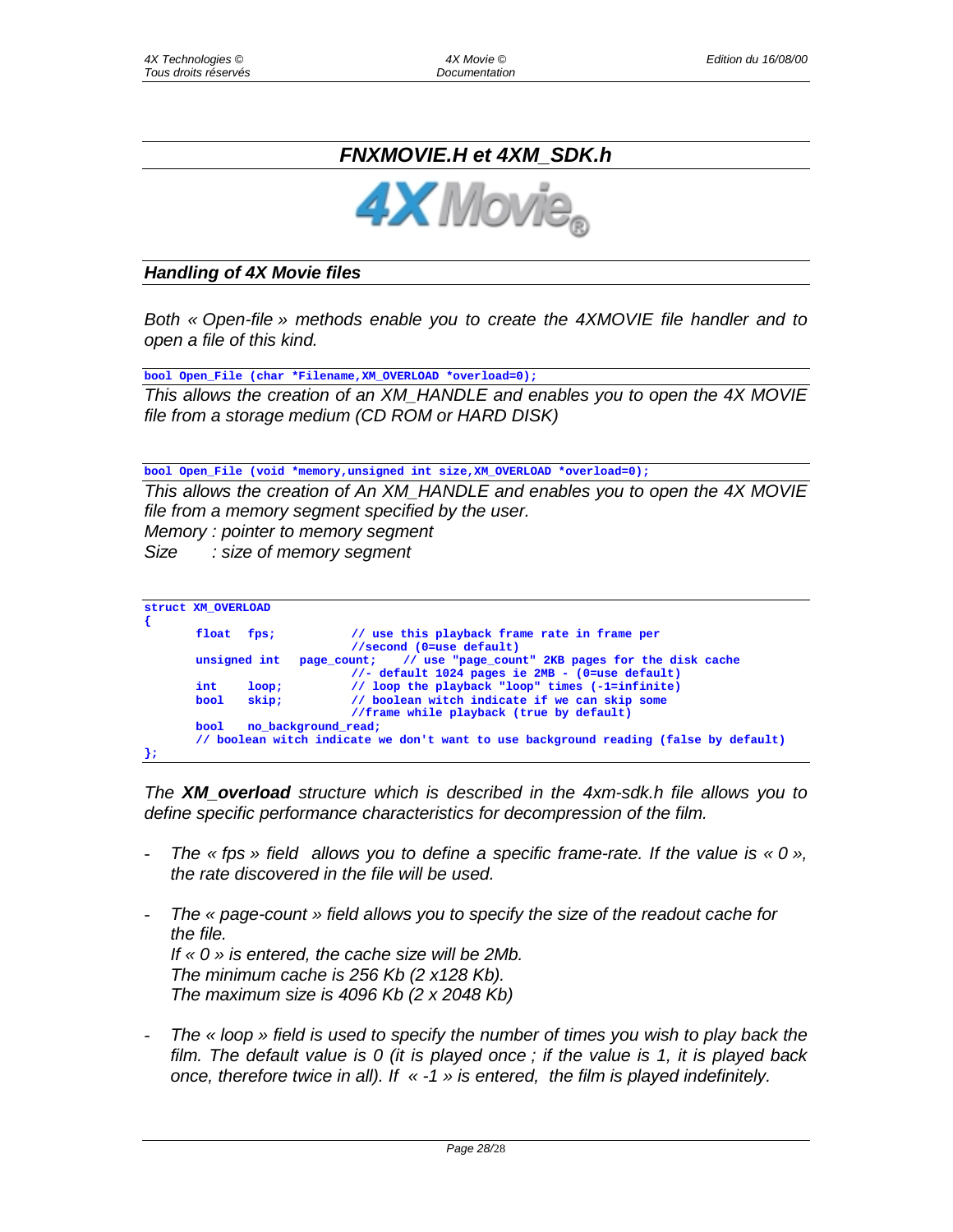## *FNXMOVIE.H et 4XM_SDK.h*

### *Handling of 4X Movie files*

*Both « Open-file » methods enable you to create the 4XMOVIE file handler and to open a file of this kind.*

```
bool Open_File (char *Filename,XM_OVERLOAD *overload=0);
```

*This allows the creation of an XM_HANDLE and enables you to open the 4X MOVIE file from a storage medium (CD ROM or HARD DISK)*

```
bool Open_File (void *memory,unsigned int size,XM_OVERLOAD *overload=0);
```

*This allows the creation of An XM_HANDLE and enables you to open the 4X MOVIE file from a memory segment specified by the user.*
*Memory : pointer to memory segment*
*Size : size of memory segment*

```
struct XM_OVERLOAD
{
       float  fps;            // use this playback frame rate in frame per
                              //second (0=use default)
       unsigned int  page_count;    // use "page_count" 2KB pages for the disk cache
                              //- default 1024 pages ie 2MB - (0=use default)
       int    loop;           // loop the playback "loop" times (-1=infinite)
       bool   skip;           // boolean witch indicate if we can skip some
                              //frame while playback (true by default)
       bool   no_background_read;
       // boolean witch indicate we don't want to use background reading (false by default)
};
```

*The **XM_overload** structure which is described in the 4xm-sdk.h file allows you to define specific performance characteristics for decompression of the film.*

- *The « fps » field allows you to define a specific frame-rate. If the value is « 0 », the rate discovered in the file will be used.*

- *The « page-count » field allows you to specify the size of the readout cache for the file.*
  *If « 0 » is entered, the cache size will be 2Mb.*
  *The minimum cache is 256 Kb (2 x128 Kb).*
  *The maximum size is 4096 Kb (2 x 2048 Kb)*

- *The « loop » field is used to specify the number of times you wish to play back the film. The default value is 0 (it is played once ; if the value is 1, it is played back once, therefore twice in all). If « -1 » is entered, the film is played indefinitely.*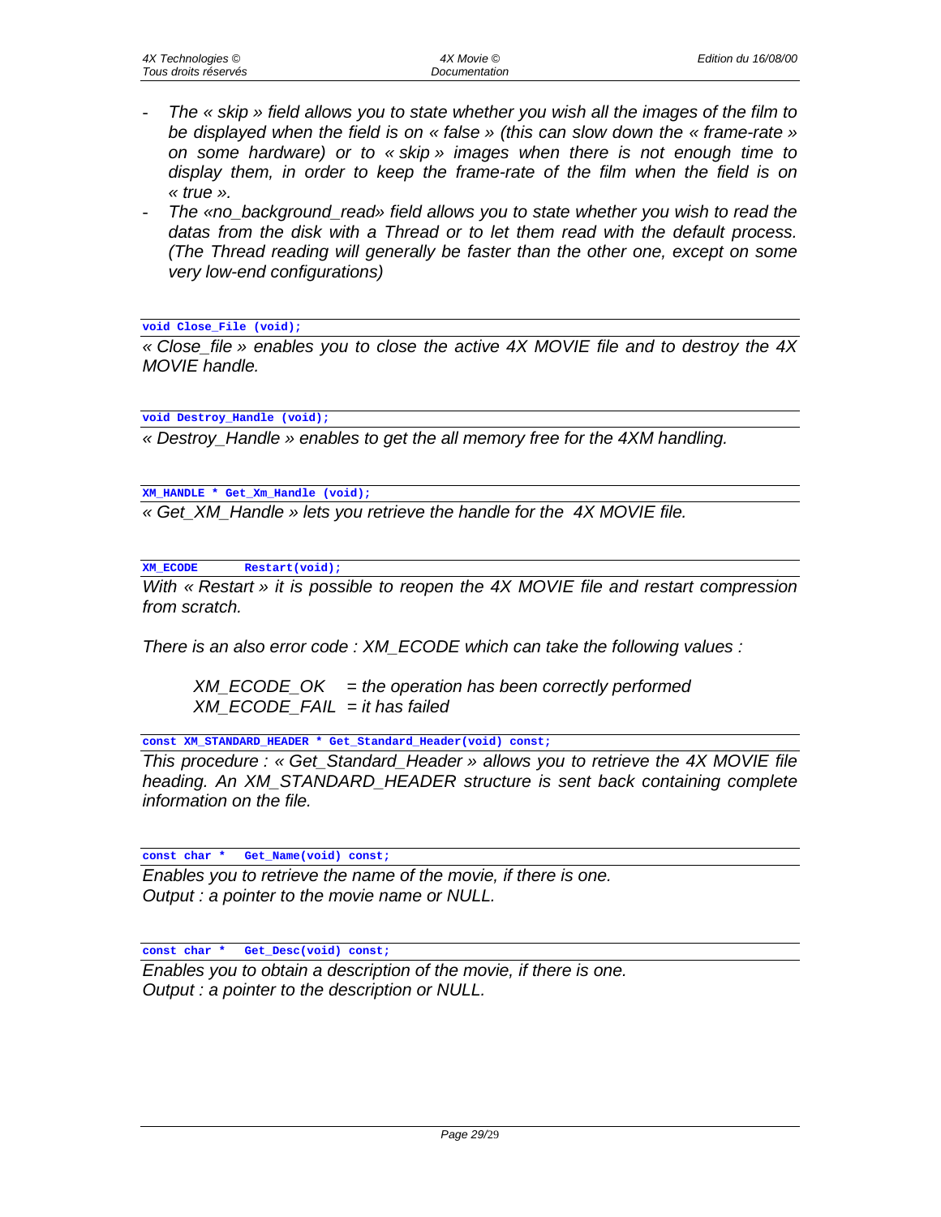- *The « skip » field allows you to state whether you wish all the images of the film to be displayed when the field is on « false » (this can slow down the « frame-rate » on some hardware) or to « skip » images when there is not enough time to display them, in order to keep the frame-rate of the film when the field is on « true ».*
- *The «no_background_read» field allows you to state whether you wish to read the datas from the disk with a Thread or to let them read with the default process. (The Thread reading will generally be faster than the other one, except on some very low-end configurations)*

```
void Close_File (void);
```

*« Close_file » enables you to close the active 4X MOVIE file and to destroy the 4X MOVIE handle.*

```
void Destroy_Handle (void);
```

*« Destroy_Handle » enables to get the all memory free for the 4XM handling.*

```
XM_HANDLE * Get_Xm_Handle (void);
```

*« Get_XM_Handle » lets you retrieve the handle for the 4X MOVIE file.*

```
XM_ECODE       Restart(void);
```

*With « Restart » it is possible to reopen the 4X MOVIE file and restart compression from scratch.*

*There is an also error code : XM_ECODE which can take the following values :*

*XM_ECODE_OK = the operation has been correctly performed*
*XM_ECODE_FAIL = it has failed*

```
const XM_STANDARD_HEADER * Get_Standard_Header(void) const;
```

*This procedure : « Get_Standard_Header » allows you to retrieve the 4X MOVIE file heading. An XM_STANDARD_HEADER structure is sent back containing complete information on the file.*

```
const char *   Get_Name(void) const;
```

*Enables you to retrieve the name of the movie, if there is one.*
*Output : a pointer to the movie name or NULL.*

```
const char *   Get_Desc(void) const;
```

*Enables you to obtain a description of the movie, if there is one.*
*Output : a pointer to the description or NULL.*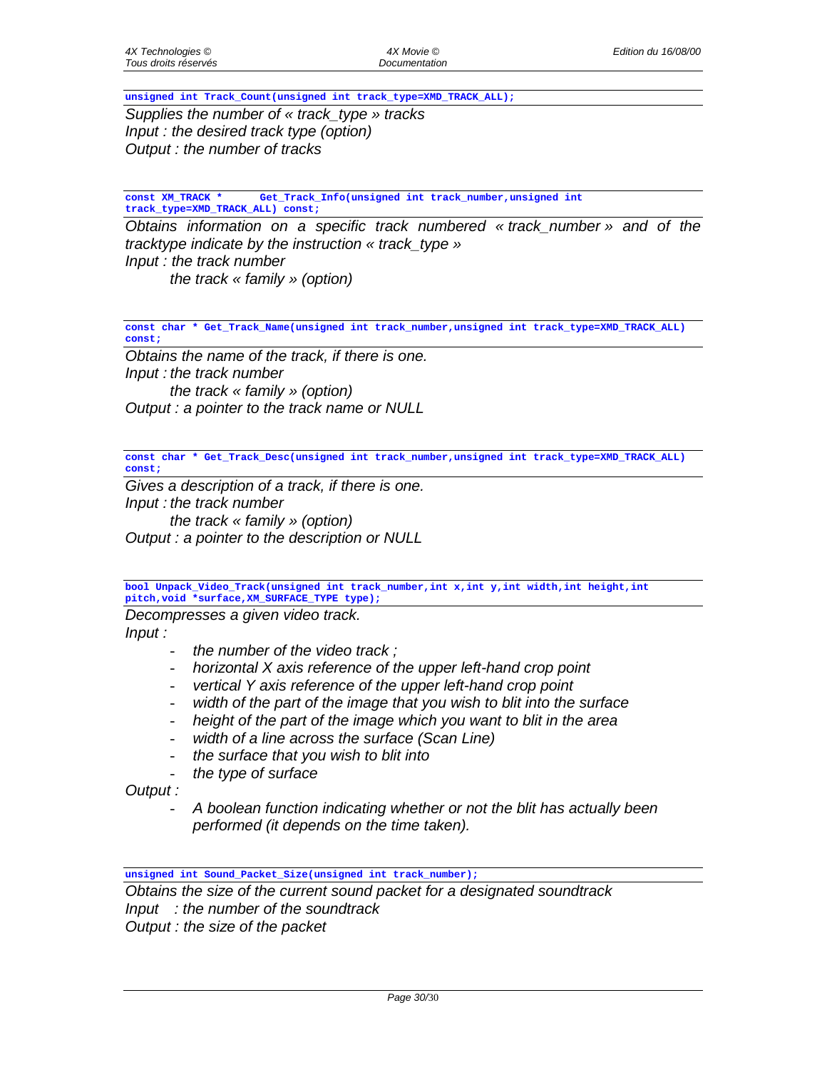```
unsigned int Track_Count(unsigned int track_type=XMD_TRACK_ALL);
```

*Supplies the number of « track_type » tracks*
*Input : the desired track type (option)*
*Output : the number of tracks*

```
const XM_TRACK *      Get_Track_Info(unsigned int track_number,unsigned int
track_type=XMD_TRACK_ALL) const;
```

*Obtains information on a specific track numbered « track_number » and of the tracktype indicate by the instruction « track_type »*
*Input : the track number*
*the track « family » (option)*

```
const char * Get_Track_Name(unsigned int track_number,unsigned int track_type=XMD_TRACK_ALL)
const;
```

*Obtains the name of the track, if there is one.*
*Input : the track number*
*the track « family » (option)*
*Output : a pointer to the track name or NULL*

```
const char * Get_Track_Desc(unsigned int track_number,unsigned int track_type=XMD_TRACK_ALL)
const;
```

*Gives a description of a track, if there is one.*
*Input : the track number*
*the track « family » (option)*
*Output : a pointer to the description or NULL*

```
bool Unpack_Video_Track(unsigned int track_number,int x,int y,int width,int height,int
pitch,void *surface,XM_SURFACE_TYPE type);
```

*Decompresses a given video track.*
*Input :*

- *the number of the video track ;*
- *horizontal X axis reference of the upper left-hand crop point*
- *vertical Y axis reference of the upper left-hand crop point*
- *width of the part of the image that you wish to blit into the surface*
- *height of the part of the image which you want to blit in the area*
- *width of a line across the surface (Scan Line)*
- *the surface that you wish to blit into*
- *the type of surface*

*Output :*

- *A boolean function indicating whether or not the blit has actually been performed (it depends on the time taken).*

```
unsigned int Sound_Packet_Size(unsigned int track_number);
```

*Obtains the size of the current sound packet for a designated soundtrack*
*Input : the number of the soundtrack*
*Output : the size of the packet*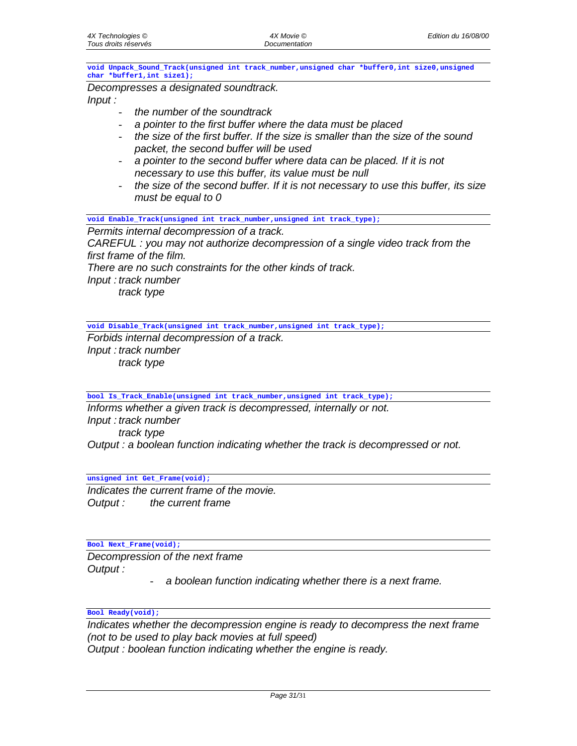```
void Unpack_Sound_Track(unsigned int track_number,unsigned char *buffer0,int size0,unsigned char *buffer1,int size1);
```

*Decompresses a designated soundtrack.*

*Input :*

- *the number of the soundtrack*
- *a pointer to the first buffer where the data must be placed*
- *the size of the first buffer. If the size is smaller than the size of the sound packet, the second buffer will be used*
- *a pointer to the second buffer where data can be placed. If it is not necessary to use this buffer, its value must be null*
- *the size of the second buffer. If it is not necessary to use this buffer, its size must be equal to 0*

```
void Enable_Track(unsigned int track_number,unsigned int track_type);
```

*Permits internal decompression of a track.*

*CAREFUL : you may not authorize decompression of a single video track from the first frame of the film.*

*There are no such constraints for the other kinds of track.*

*Input : track number*
*track type*

```
void Disable_Track(unsigned int track_number,unsigned int track_type);
```

*Forbids internal decompression of a track.*

*Input : track number*
*track type*

```
bool Is_Track_Enable(unsigned int track_number,unsigned int track_type);
```

*Informs whether a given track is decompressed, internally or not.*

*Input : track number*
*track type*

*Output : a boolean function indicating whether the track is decompressed or not.*

```
unsigned int Get_Frame(void);
```

*Indicates the current frame of the movie.*

*Output : the current frame*

```
Bool Next_Frame(void);
```

*Decompression of the next frame*

*Output :*

- *a boolean function indicating whether there is a next frame.*

```
Bool Ready(void);
```

*Indicates whether the decompression engine is ready to decompress the next frame (not to be used to play back movies at full speed)*

*Output : boolean function indicating whether the engine is ready.*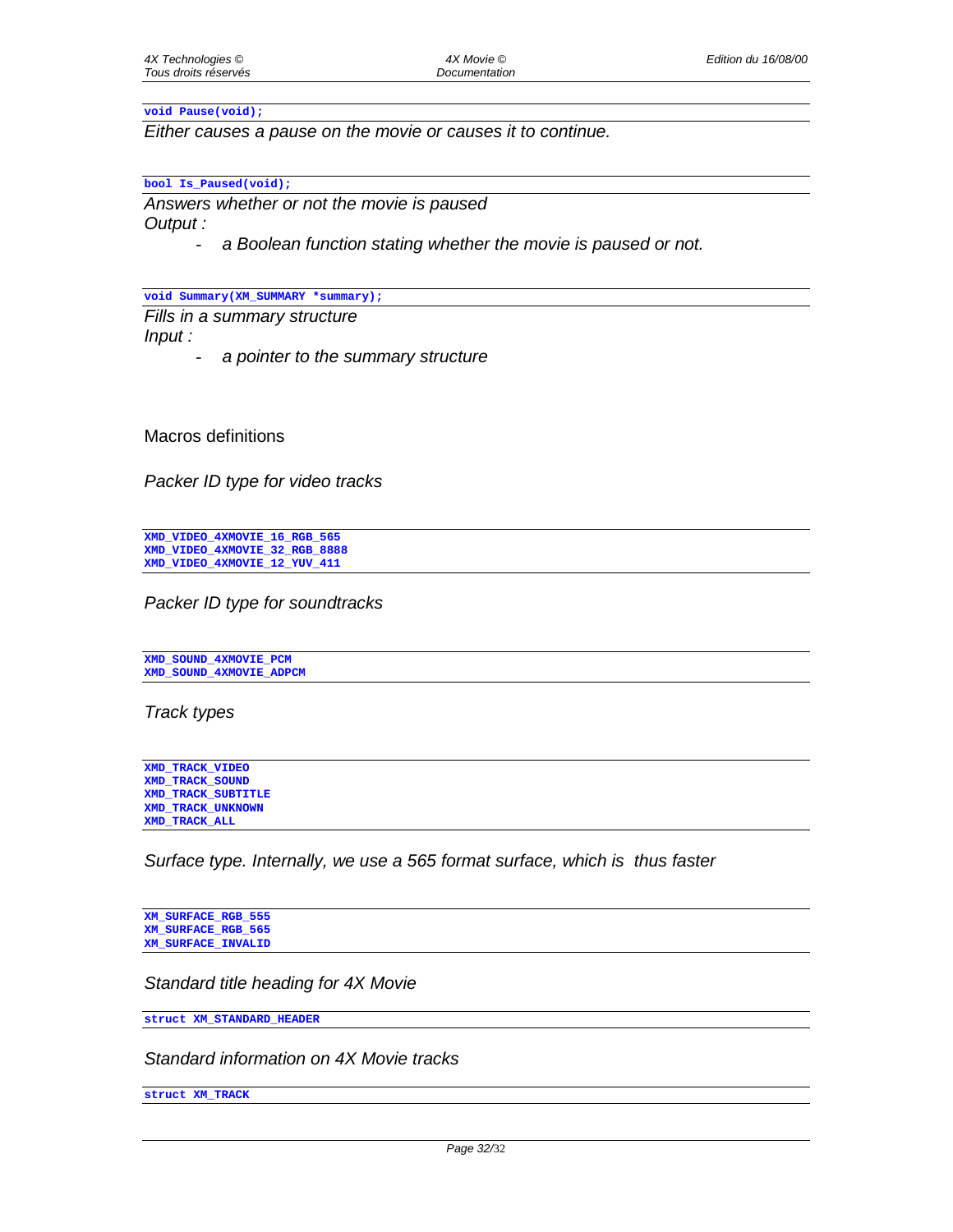```
void Pause(void);
```

*Either causes a pause on the movie or causes it to continue.*

```
bool Is_Paused(void);
```

*Answers whether or not the movie is paused*
*Output :*

- *a Boolean function stating whether the movie is paused or not.*

```
void Summary(XM_SUMMARY *summary);
```

*Fills in a summary structure*
*Input :*

- *a pointer to the summary structure*

## Macros definitions

*Packer ID type for video tracks*

```
XMD_VIDEO_4XMOVIE_16_RGB_565
XMD_VIDEO_4XMOVIE_32_RGB_8888
XMD_VIDEO_4XMOVIE_12_YUV_411
```

*Packer ID type for soundtracks*

```
XMD_SOUND_4XMOVIE_PCM
XMD_SOUND_4XMOVIE_ADPCM
```

*Track types*

```
XMD_TRACK_VIDEO
XMD_TRACK_SOUND
XMD_TRACK_SUBTITLE
XMD_TRACK_UNKNOWN
XMD_TRACK_ALL
```

*Surface type. Internally, we use a 565 format surface, which is thus faster*

```
XM_SURFACE_RGB_555
XM_SURFACE_RGB_565
XM_SURFACE_INVALID
```

*Standard title heading for 4X Movie*

```
struct XM_STANDARD_HEADER
```

*Standard information on 4X Movie tracks*

```
struct XM_TRACK
```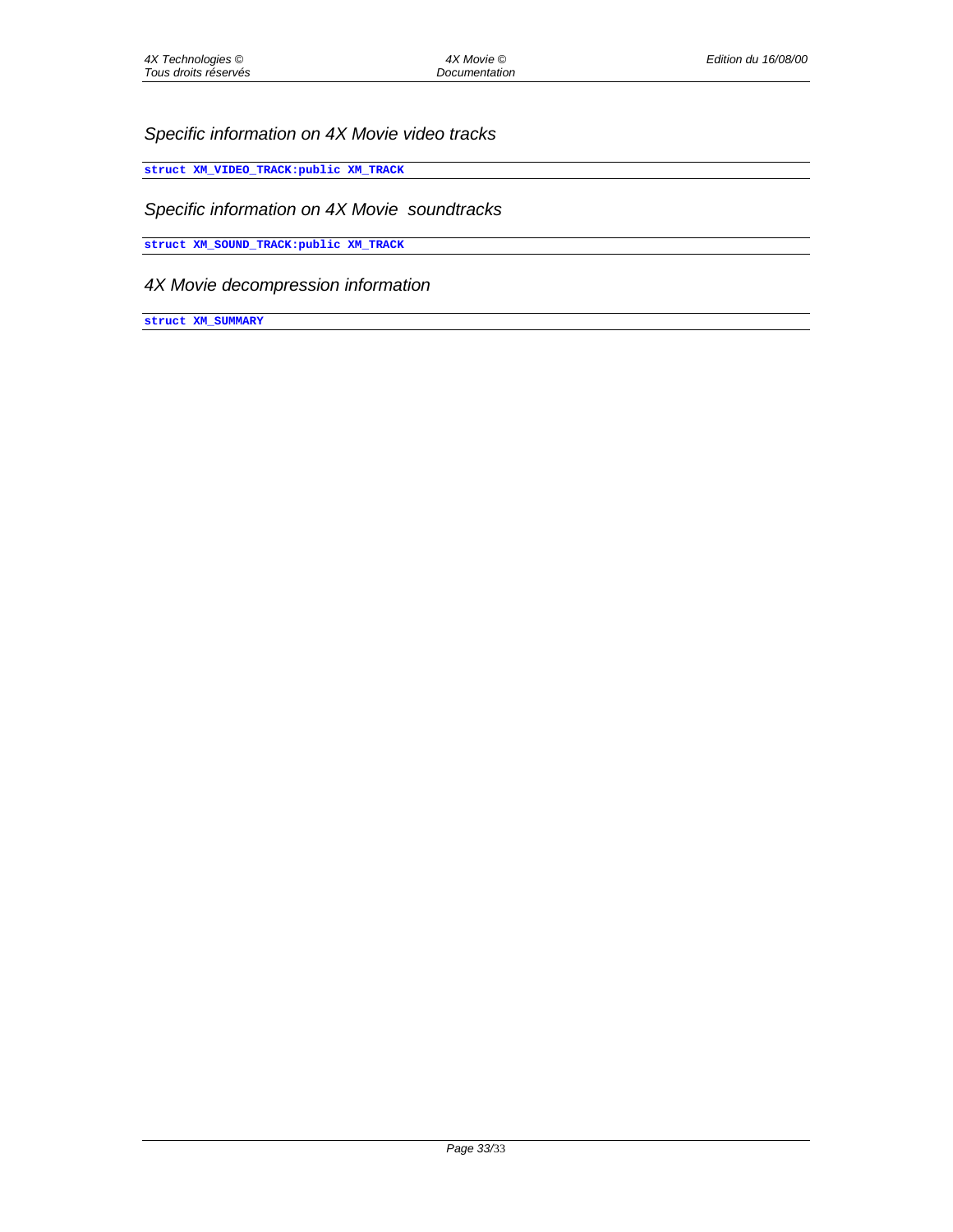### Specific information on 4X Movie video tracks

```
struct XM_VIDEO_TRACK:public XM_TRACK
```

### Specific information on 4X Movie  soundtracks

```
struct XM_SOUND_TRACK:public XM_TRACK
```

### 4X Movie decompression information

```
struct XM_SUMMARY
```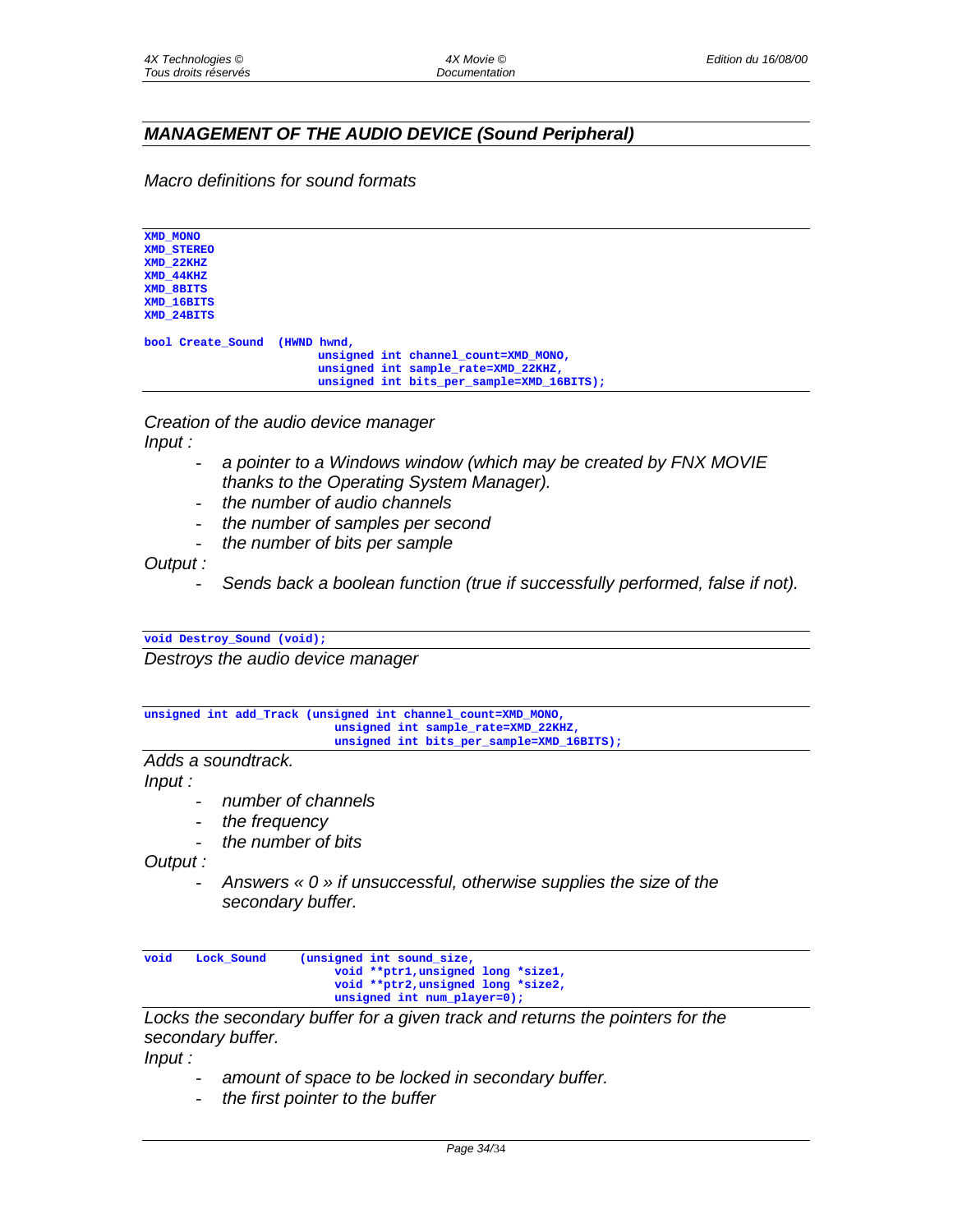## *MANAGEMENT OF THE AUDIO DEVICE (Sound Peripheral)*

*Macro definitions for sound formats*

```
XMD_MONO
XMD_STEREO
XMD_22KHZ
XMD_44KHZ
XMD_8BITS
XMD_16BITS
XMD_24BITS

bool Create_Sound  (HWND hwnd,
                        unsigned int channel_count=XMD_MONO,
                        unsigned int sample_rate=XMD_22KHZ,
                        unsigned int bits_per_sample=XMD_16BITS);
```

*Creation of the audio device manager*

*Input :*

- *a pointer to a Windows window (which may be created by FNX MOVIE thanks to the Operating System Manager).*
- *the number of audio channels*
- *the number of samples per second*
- *the number of bits per sample*

*Output :*

- *Sends back a boolean function (true if successfully performed, false if not).*

```
void Destroy_Sound (void);
```

*Destroys the audio device manager*

```
unsigned int add_Track (unsigned int channel_count=XMD_MONO,
                           unsigned int sample_rate=XMD_22KHZ,
                           unsigned int bits_per_sample=XMD_16BITS);
```

*Adds a soundtrack.*

*Input :*

- *number of channels*
- *the frequency*
- *the number of bits*

*Output :*

- *Answers « 0 » if unsuccessful, otherwise supplies the size of the secondary buffer.*

```
void    Lock_Sound     (unsigned int sound_size,
                           void **ptr1,unsigned long *size1,
                           void **ptr2,unsigned long *size2,
                           unsigned int num_player=0);
```

*Locks the secondary buffer for a given track and returns the pointers for the secondary buffer.*

*Input :*

- *amount of space to be locked in secondary buffer.*
- *the first pointer to the buffer*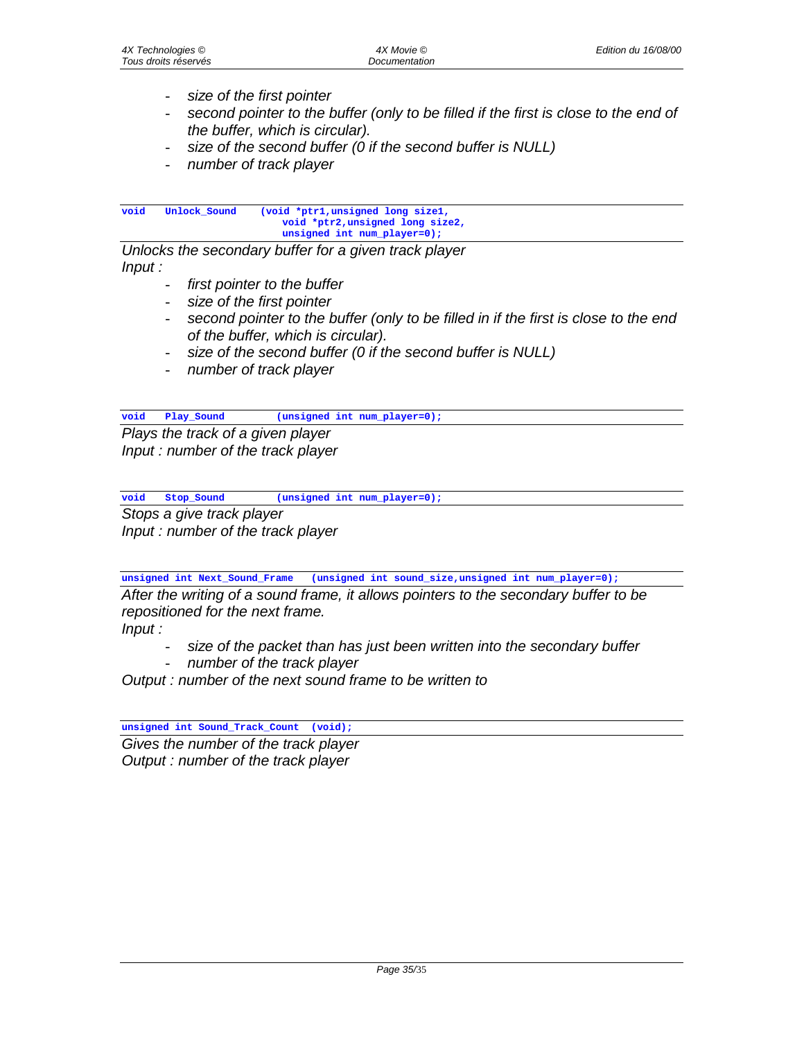- *size of the first pointer*
- *second pointer to the buffer (only to be filled if the first is close to the end of the buffer, which is circular).*
- *size of the second buffer (0 if the second buffer is NULL)*
- *number of track player*

```
void    Unlock_Sound     (void *ptr1,unsigned long size1,
                              void *ptr2,unsigned long size2,
                              unsigned int num_player=0);
```

*Unlocks the secondary buffer for a given track player*
*Input :*

- *first pointer to the buffer*
- *size of the first pointer*
- *second pointer to the buffer (only to be filled in if the first is close to the end of the buffer, which is circular).*
- *size of the second buffer (0 if the second buffer is NULL)*
- *number of track player*

```
void    Play_Sound          (unsigned int num_player=0);
```

*Plays the track of a given player*
*Input : number of the track player*

```
void    Stop_Sound          (unsigned int num_player=0);
```

*Stops a give track player*
*Input : number of the track player*

```
unsigned int Next_Sound_Frame    (unsigned int sound_size,unsigned int num_player=0);
```

*After the writing of a sound frame, it allows pointers to the secondary buffer to be repositioned for the next frame.*
*Input :*

- *size of the packet than has just been written into the secondary buffer*
- *number of the track player*

*Output : number of the next sound frame to be written to*

```
unsigned int Sound_Track_Count  (void);
```

*Gives the number of the track player*
*Output : number of the track player*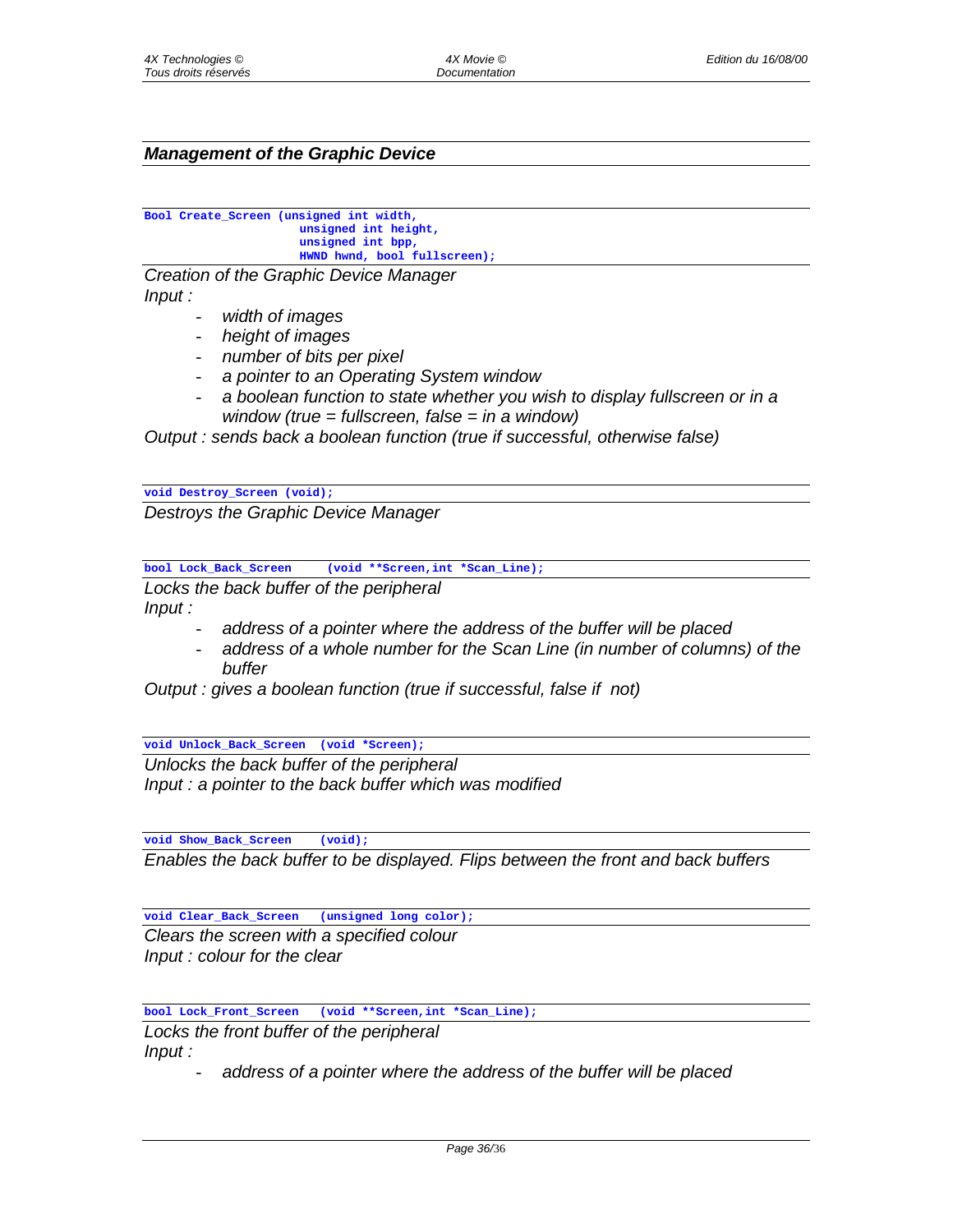## ***Management of the Graphic Device***

```
Bool Create_Screen (unsigned int width,
                    unsigned int height,
                    unsigned int bpp,
                    HWND hwnd, bool fullscreen);
```

*Creation of the Graphic Device Manager*

*Input :*

- *width of images*
- *height of images*
- *number of bits per pixel*
- *a pointer to an Operating System window*
- *a boolean function to state whether you wish to display fullscreen or in a window (true = fullscreen, false = in a window)*

*Output : sends back a boolean function (true if successful, otherwise false)*

```
void Destroy_Screen (void);
```

*Destroys the Graphic Device Manager*

```
bool Lock_Back_Screen     (void **Screen,int *Scan_Line);
```

*Locks the back buffer of the peripheral*

*Input :*

- *address of a pointer where the address of the buffer will be placed*
- *address of a whole number for the Scan Line (in number of columns) of the buffer*

*Output : gives a boolean function (true if successful, false if  not)*

```
void Unlock_Back_Screen  (void *Screen);
```

*Unlocks the back buffer of the peripheral*

*Input : a pointer to the back buffer which was modified*

```
void Show_Back_Screen    (void);
```

*Enables the back buffer to be displayed. Flips between the front and back buffers*

```
void Clear_Back_Screen   (unsigned long color);
```

*Clears the screen with a specified colour*

*Input : colour for the clear*

```
bool Lock_Front_Screen   (void **Screen,int *Scan_Line);
```

*Locks the front buffer of the peripheral*

*Input :*

- *address of a pointer where the address of the buffer will be placed*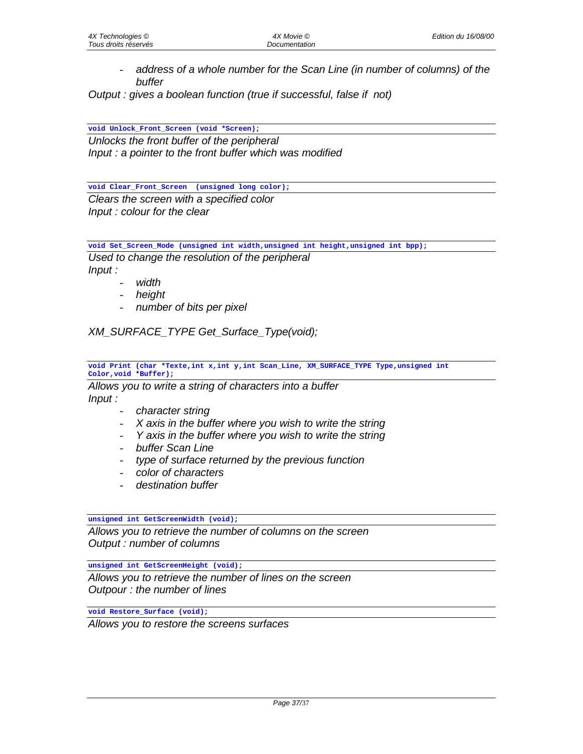- *address of a whole number for the Scan Line (in number of columns) of the buffer*

*Output : gives a boolean function (true if successful, false if not)*

```
void Unlock_Front_Screen (void *Screen);
```

*Unlocks the front buffer of the peripheral*
*Input : a pointer to the front buffer which was modified*

```
void Clear_Front_Screen  (unsigned long color);
```

*Clears the screen with a specified color*
*Input : colour for the clear*

```
void Set_Screen_Mode (unsigned int width,unsigned int height,unsigned int bpp);
```

*Used to change the resolution of the peripheral*
*Input :*

- *width*
- *height*
- *number of bits per pixel*

*XM_SURFACE_TYPE Get_Surface_Type(void);*

```
void Print (char *Texte,int x,int y,int Scan_Line, XM_SURFACE_TYPE Type,unsigned int
Color,void *Buffer);
```

*Allows you to write a string of characters into a buffer*
*Input :*

- *character string*
- *X axis in the buffer where you wish to write the string*
- *Y axis in the buffer where you wish to write the string*
- *buffer Scan Line*
- *type of surface returned by the previous function*
- *color of characters*
- *destination buffer*

```
unsigned int GetScreenWidth (void);
```

*Allows you to retrieve the number of columns on the screen*
*Output : number of columns*

```
unsigned int GetScreenHeight (void);
```

*Allows you to retrieve the number of lines on the screen*
*Outpour : the number of lines*

```
void Restore_Surface (void);
```

*Allows you to restore the screens surfaces*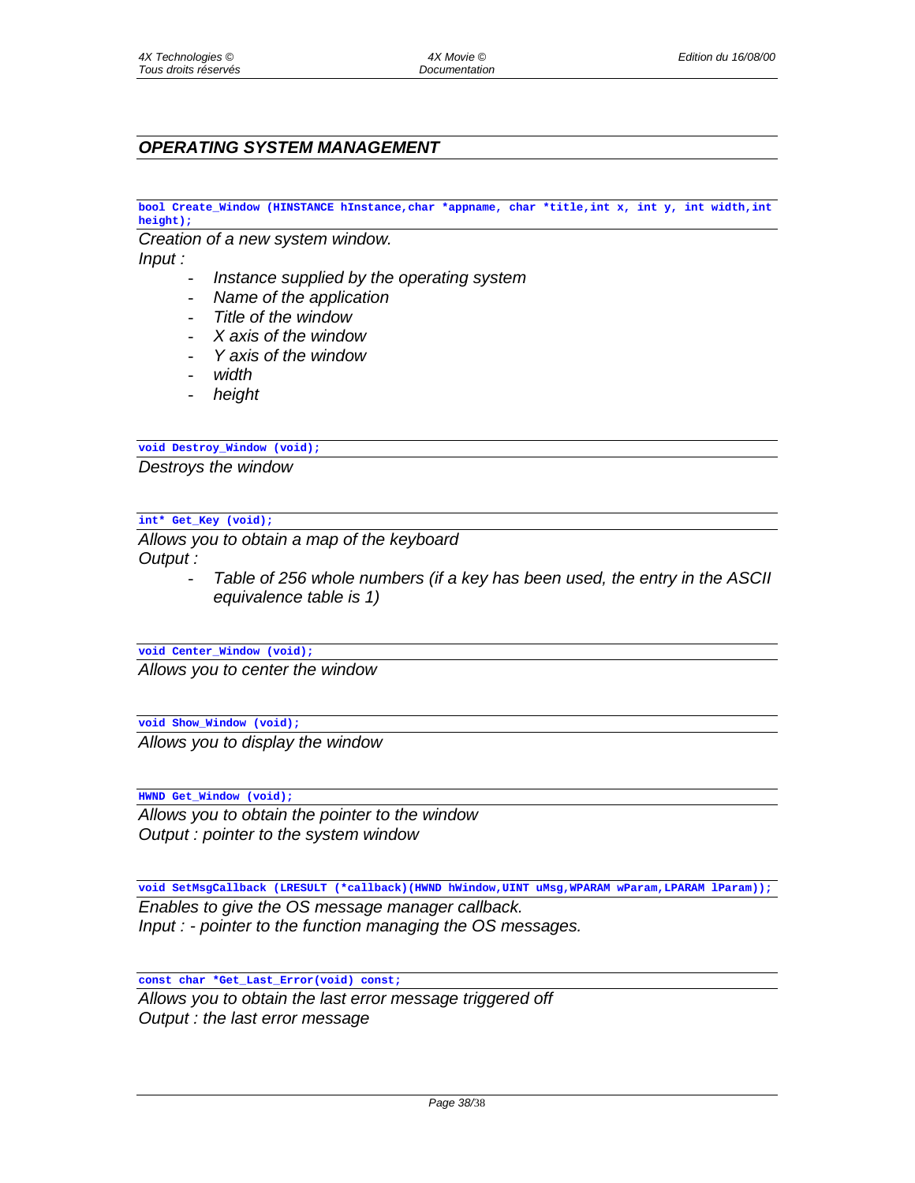## *OPERATING SYSTEM MANAGEMENT*

```
bool Create_Window (HINSTANCE hInstance,char *appname, char *title,int x, int y, int width,int height);
```

*Creation of a new system window.*

*Input :*

- *Instance supplied by the operating system*
- *Name of the application*
- *Title of the window*
- *X axis of the window*
- *Y axis of the window*
- *width*
- *height*

```
void Destroy_Window (void);
```

*Destroys the window*

```
int* Get_Key (void);
```

*Allows you to obtain a map of the keyboard*

*Output :*

- *Table of 256 whole numbers (if a key has been used, the entry in the ASCII equivalence table is 1)*

```
void Center_Window (void);
```

*Allows you to center the window*

```
void Show_Window (void);
```

*Allows you to display the window*

```
HWND Get_Window (void);
```

*Allows you to obtain the pointer to the window*

*Output : pointer to the system window*

```
void SetMsgCallback (LRESULT (*callback)(HWND hWindow,UINT uMsg,WPARAM wParam,LPARAM lParam));
```

*Enables to give the OS message manager callback.*

*Input : - pointer to the function managing the OS messages.*

```
const char *Get_Last_Error(void) const;
```

*Allows you to obtain the last error message triggered off*

*Output : the last error message*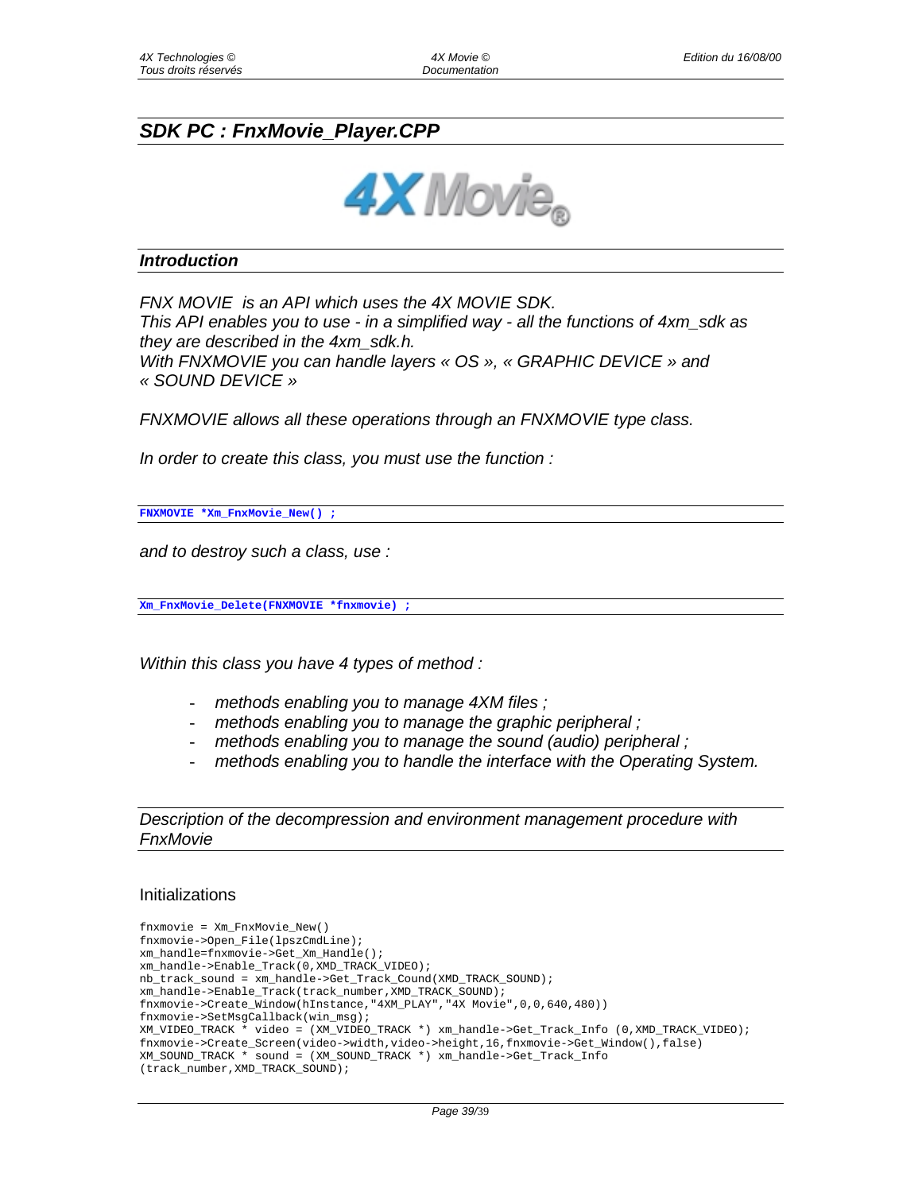## SDK PC : FnxMovie_Player.CPP

### *Introduction*

*FNX MOVIE  is an API which uses the 4X MOVIE SDK.*
*This API enables you to use - in a simplified way - all the functions of 4xm_sdk as they are described in the 4xm_sdk.h.*
*With FNXMOVIE you can handle layers « OS », « GRAPHIC DEVICE » and « SOUND DEVICE »*

*FNXMOVIE allows all these operations through an FNXMOVIE type class.*

*In order to create this class, you must use the function :*

```
FNXMOVIE *Xm_FnxMovie_New() ;
```

*and to destroy such a class, use :*

```
Xm_FnxMovie_Delete(FNXMOVIE *fnxmovie) ;
```

*Within this class you have 4 types of method :*

- *methods enabling you to manage 4XM files ;*
- *methods enabling you to manage the graphic peripheral ;*
- *methods enabling you to manage the sound (audio) peripheral ;*
- *methods enabling you to handle the interface with the Operating System.*

*Description of the decompression and environment management procedure with FnxMovie*

Initializations

```
fnxmovie = Xm_FnxMovie_New()
fnxmovie->Open_File(lpszCmdLine);
xm_handle=fnxmovie->Get_Xm_Handle();
xm_handle->Enable_Track(0,XMD_TRACK_VIDEO);
nb_track_sound = xm_handle->Get_Track_Cound(XMD_TRACK_SOUND);
xm_handle->Enable_Track(track_number,XMD_TRACK_SOUND);
fnxmovie->Create_Window(hInstance,"4XM_PLAY","4X Movie",0,0,640,480))
fnxmovie->SetMsgCallback(win_msg);
XM_VIDEO_TRACK * video = (XM_VIDEO_TRACK *) xm_handle->Get_Track_Info (0,XMD_TRACK_VIDEO);
fnxmovie->Create_Screen(video->width,video->height,16,fnxmovie->Get_Window(),false)
XM_SOUND_TRACK * sound = (XM_SOUND_TRACK *) xm_handle->Get_Track_Info
(track_number,XMD_TRACK_SOUND);
```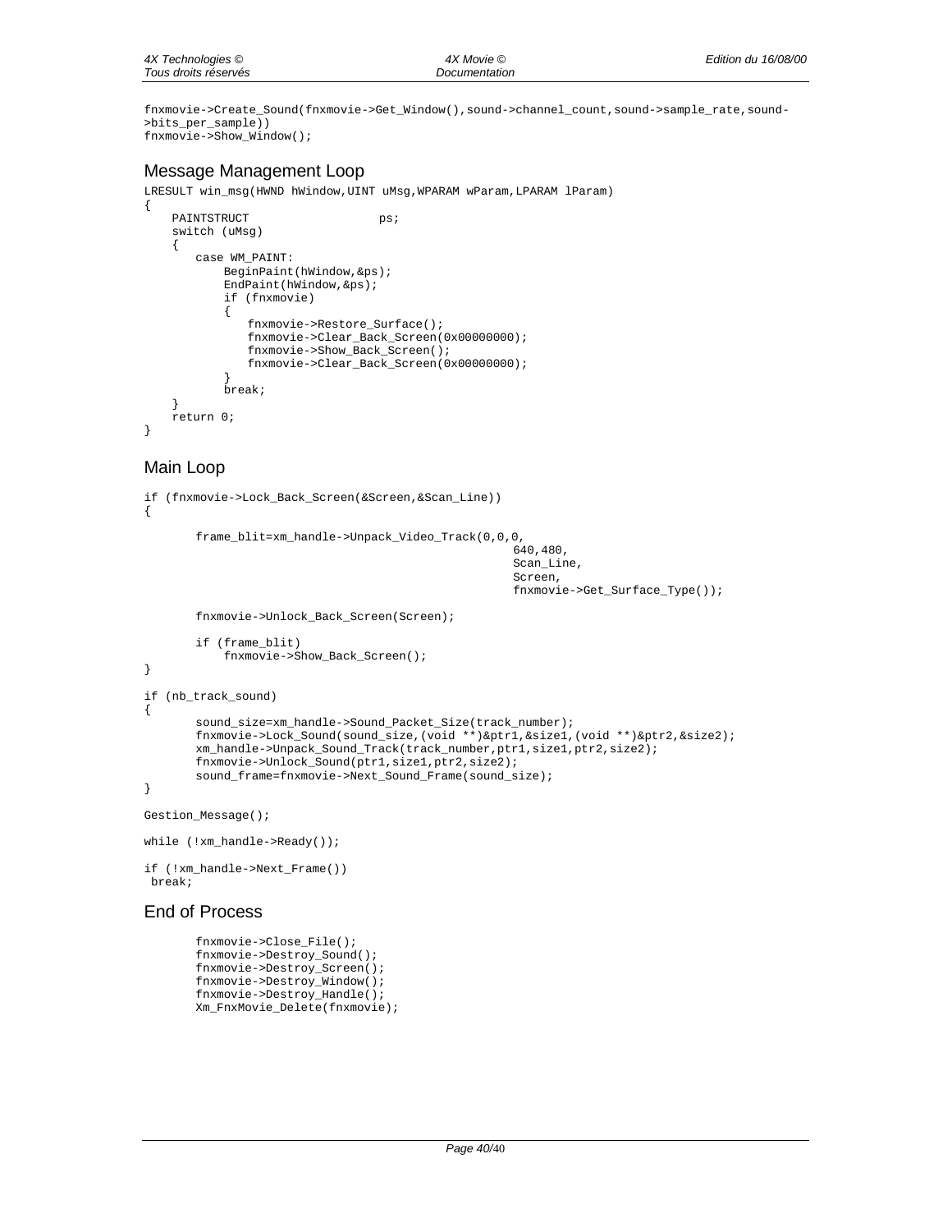```
fnxmovie->Create_Sound(fnxmovie->Get_Window(),sound->channel_count,sound->sample_rate,sound->bits_per_sample))
fnxmovie->Show_Window();
```

## Message Management Loop

```
LRESULT win_msg(HWND hWindow,UINT uMsg,WPARAM wParam,LPARAM lParam)
{
    PAINTSTRUCT                 ps;
    switch (uMsg)
    {
        case WM_PAINT:
            BeginPaint(hWindow,&ps);
            EndPaint(hWindow,&ps);
            if (fnxmovie)
            {
                fnxmovie->Restore_Surface();
                fnxmovie->Clear_Back_Screen(0x00000000);
                fnxmovie->Show_Back_Screen();
                fnxmovie->Clear_Back_Screen(0x00000000);
            }
            break;
    }
    return 0;
}
```

## Main Loop

```
if (fnxmovie->Lock_Back_Screen(&Screen,&Scan_Line))
{

        frame_blit=xm_handle->Unpack_Video_Track(0,0,0,
                                                  640,480,
                                                  Scan_Line,
                                                  Screen,
                                                  fnxmovie->Get_Surface_Type());

        fnxmovie->Unlock_Back_Screen(Screen);

        if (frame_blit)
            fnxmovie->Show_Back_Screen();
}

if (nb_track_sound)
{
        sound_size=xm_handle->Sound_Packet_Size(track_number);
        fnxmovie->Lock_Sound(sound_size,(void **)&ptr1,&size1,(void **)&ptr2,&size2);
        xm_handle->Unpack_Sound_Track(track_number,ptr1,size1,ptr2,size2);
        fnxmovie->Unlock_Sound(ptr1,size1,ptr2,size2);
        sound_frame=fnxmovie->Next_Sound_Frame(sound_size);
}

Gestion_Message();

while (!xm_handle->Ready());

if (!xm_handle->Next_Frame())
 break;
```

## End of Process

```
        fnxmovie->Close_File();
        fnxmovie->Destroy_Sound();
        fnxmovie->Destroy_Screen();
        fnxmovie->Destroy_Window();
        fnxmovie->Destroy_Handle();
        Xm_FnxMovie_Delete(fnxmovie);
```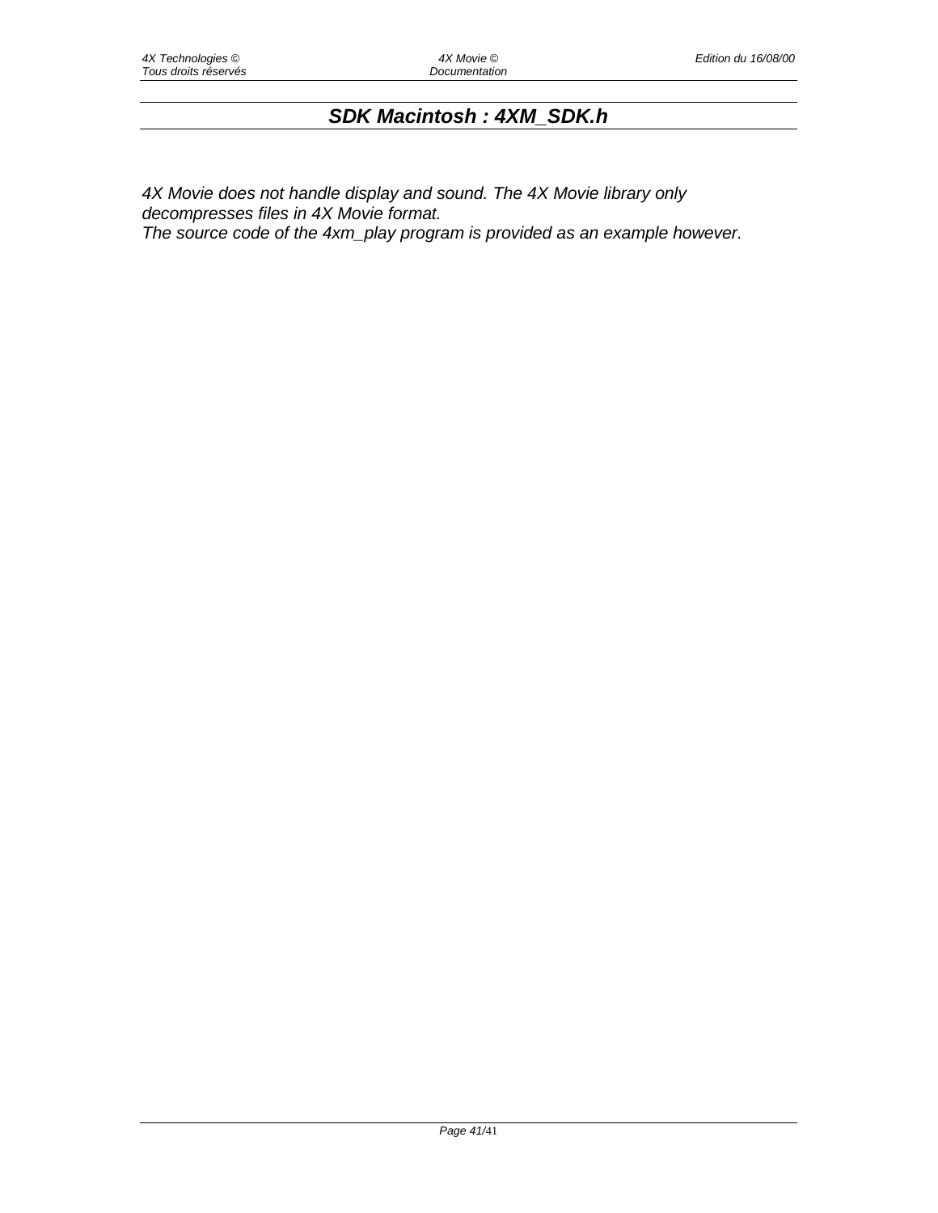## *SDK Macintosh : 4XM_SDK.h*

*4X Movie does not handle display and sound. The 4X Movie library only decompresses files in 4X Movie format.*
*The source code of the 4xm_play program is provided as an example however.*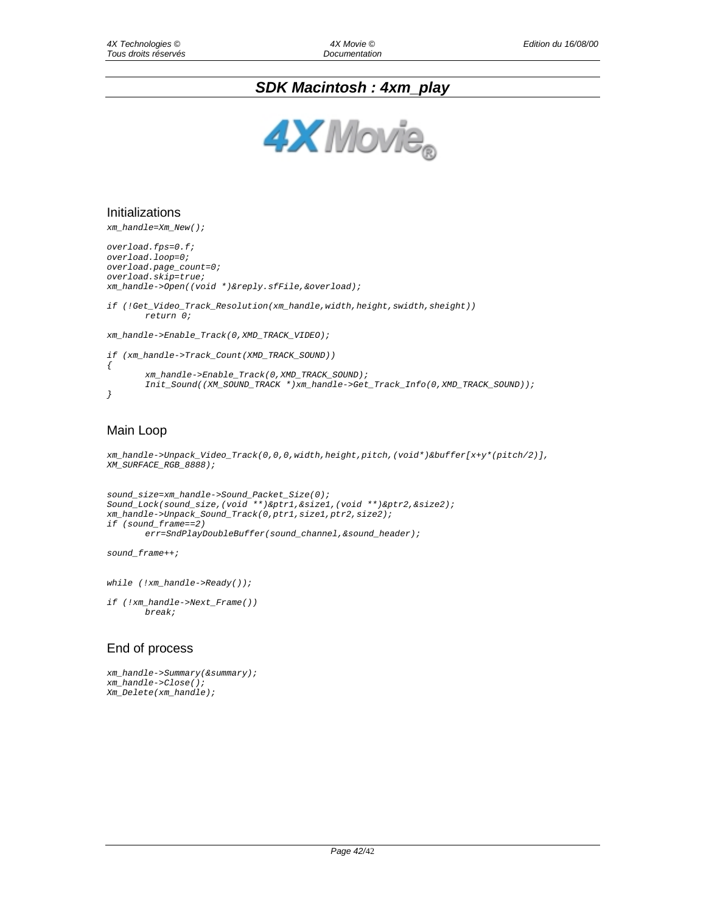# SDK Macintosh : 4xm_play

## Initializations

```
xm_handle=Xm_New();

overload.fps=0.f;
overload.loop=0;
overload.page_count=0;
overload.skip=true;
xm_handle->Open((void *)&reply.sfFile,&overload);

if (!Get_Video_Track_Resolution(xm_handle,width,height,swidth,sheight))
        return 0;

xm_handle->Enable_Track(0,XMD_TRACK_VIDEO);

if (xm_handle->Track_Count(XMD_TRACK_SOUND))
{
        xm_handle->Enable_Track(0,XMD_TRACK_SOUND);
        Init_Sound((XM_SOUND_TRACK *)xm_handle->Get_Track_Info(0,XMD_TRACK_SOUND));
}
```

## Main Loop

```
xm_handle->Unpack_Video_Track(0,0,0,width,height,pitch,(void*)&buffer[x+y*(pitch/2)],
XM_SURFACE_RGB_8888);


sound_size=xm_handle->Sound_Packet_Size(0);
Sound_Lock(sound_size,(void **)&ptr1,&size1,(void **)&ptr2,&size2);
xm_handle->Unpack_Sound_Track(0,ptr1,size1,ptr2,size2);
if (sound_frame==2)
        err=SndPlayDoubleBuffer(sound_channel,&sound_header);

sound_frame++;


while (!xm_handle->Ready());

if (!xm_handle->Next_Frame())
        break;
```

## End of process

```
xm_handle->Summary(&summary);
xm_handle->Close();
Xm_Delete(xm_handle);
```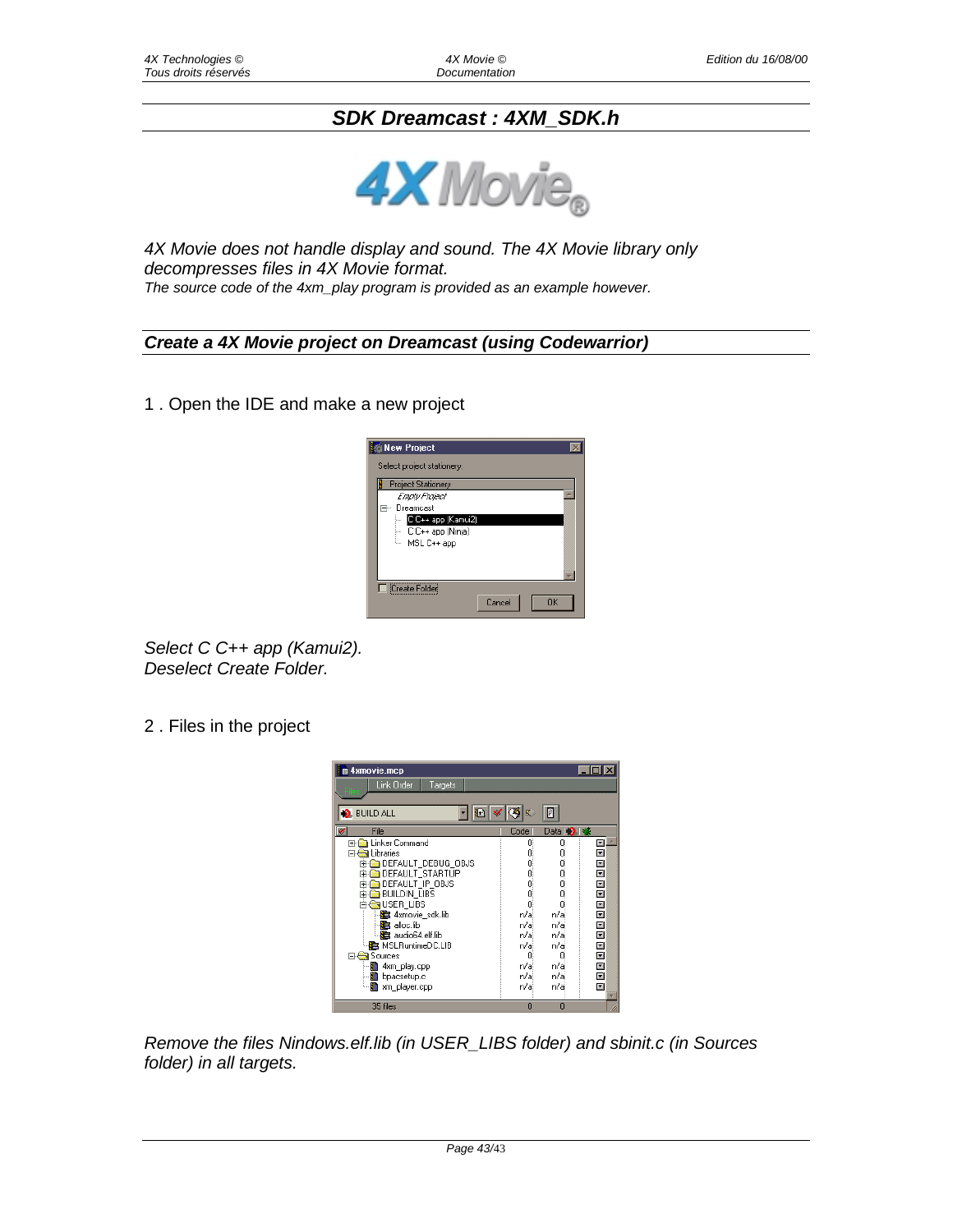# SDK Dreamcast : 4XM_SDK.h

*4X Movie does not handle display and sound. The 4X Movie library only decompresses files in 4X Movie format.*
*The source code of the 4xm_play program is provided as an example however.*

## *Create a 4X Movie project on Dreamcast (using Codewarrior)*

1 . Open the IDE and make a new project

*Select C C++ app (Kamui2).*
*Deselect Create Folder.*

2 . Files in the project

*Remove the files Nindows.elf.lib (in USER_LIBS folder) and sbinit.c (in Sources folder) in all targets.*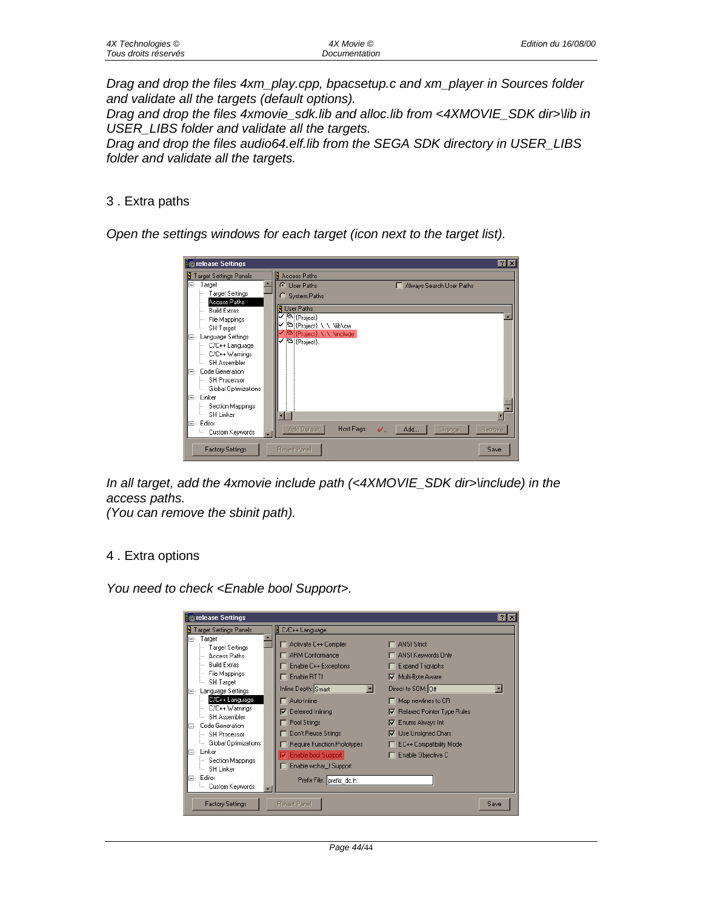*Drag and drop the files 4xm_play.cpp, bpacsetup.c and xm_player in Sources folder and validate all the targets (default options).*
*Drag and drop the files 4xmovie_sdk.lib and alloc.lib from <4XMOVIE_SDK dir>\lib in USER_LIBS folder and validate all the targets.*
*Drag and drop the files audio64.elf.lib from the SEGA SDK directory in USER_LIBS folder and validate all the targets.*

## 3 . Extra paths

*Open the settings windows for each target (icon next to the target list).*

*In all target, add the 4xmovie include path (<4XMOVIE_SDK dir>\include) in the access paths.*
*(You can remove the sbinit path).*

## 4 . Extra options

*You need to check <Enable bool Support>.*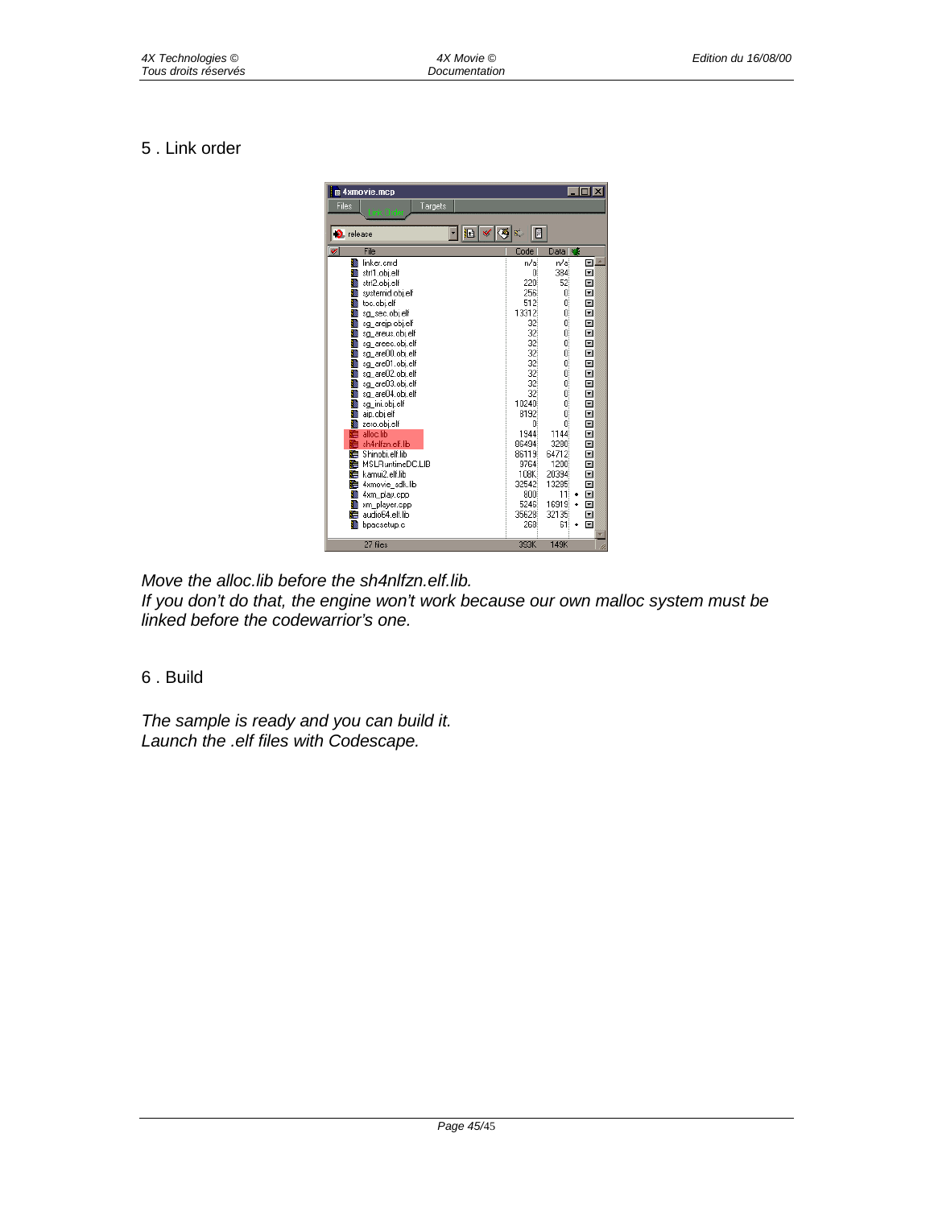## 5 . Link order

*Move the alloc.lib before the sh4nlfzn.elf.lib.*
*If you don't do that, the engine won't work because our own malloc system must be linked before the codewarrior's one.*

## 6 . Build

*The sample is ready and you can build it.*
*Launch the .elf files with Codescape.*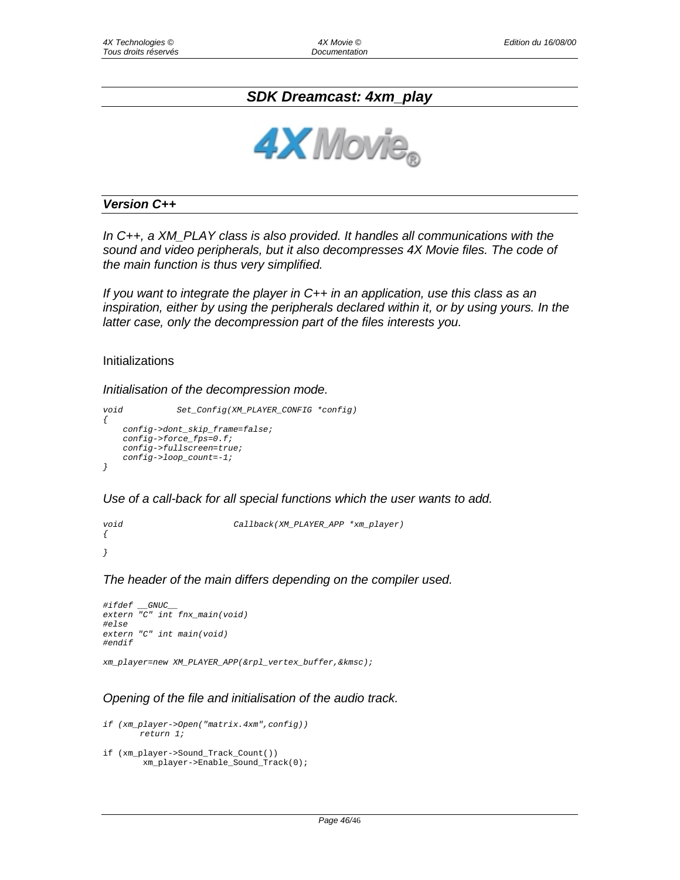## SDK Dreamcast: 4xm_play

### *Version C++*

*In C++, a XM_PLAY class is also provided. It handles all communications with the sound and video peripherals, but it also decompresses 4X Movie files. The code of the main function is thus very simplified.*

*If you want to integrate the player in C++ in an application, use this class as an inspiration, either by using the peripherals declared within it, or by using yours. In the latter case, only the decompression part of the files interests you.*

Initializations

*Initialisation of the decompression mode.*

```
void            Set_Config(XM_PLAYER_CONFIG *config)
{
    config->dont_skip_frame=false;
    config->force_fps=0.f;
    config->fullscreen=true;
    config->loop_count=-1;
}
```

*Use of a call-back for all special functions which the user wants to add.*

```
void                    Callback(XM_PLAYER_APP *xm_player)
{

}
```

*The header of the main differs depending on the compiler used.*

```
#ifdef __GNUC__
extern "C" int fnx_main(void)
#else
extern "C" int main(void)
#endif

xm_player=new XM_PLAYER_APP(&rpl_vertex_buffer,&kmsc);
```

*Opening of the file and initialisation of the audio track.*

```
if (xm_player->Open("matrix.4xm",config))
       return 1;

if (xm_player->Sound_Track_Count())
        xm_player->Enable_Sound_Track(0);
```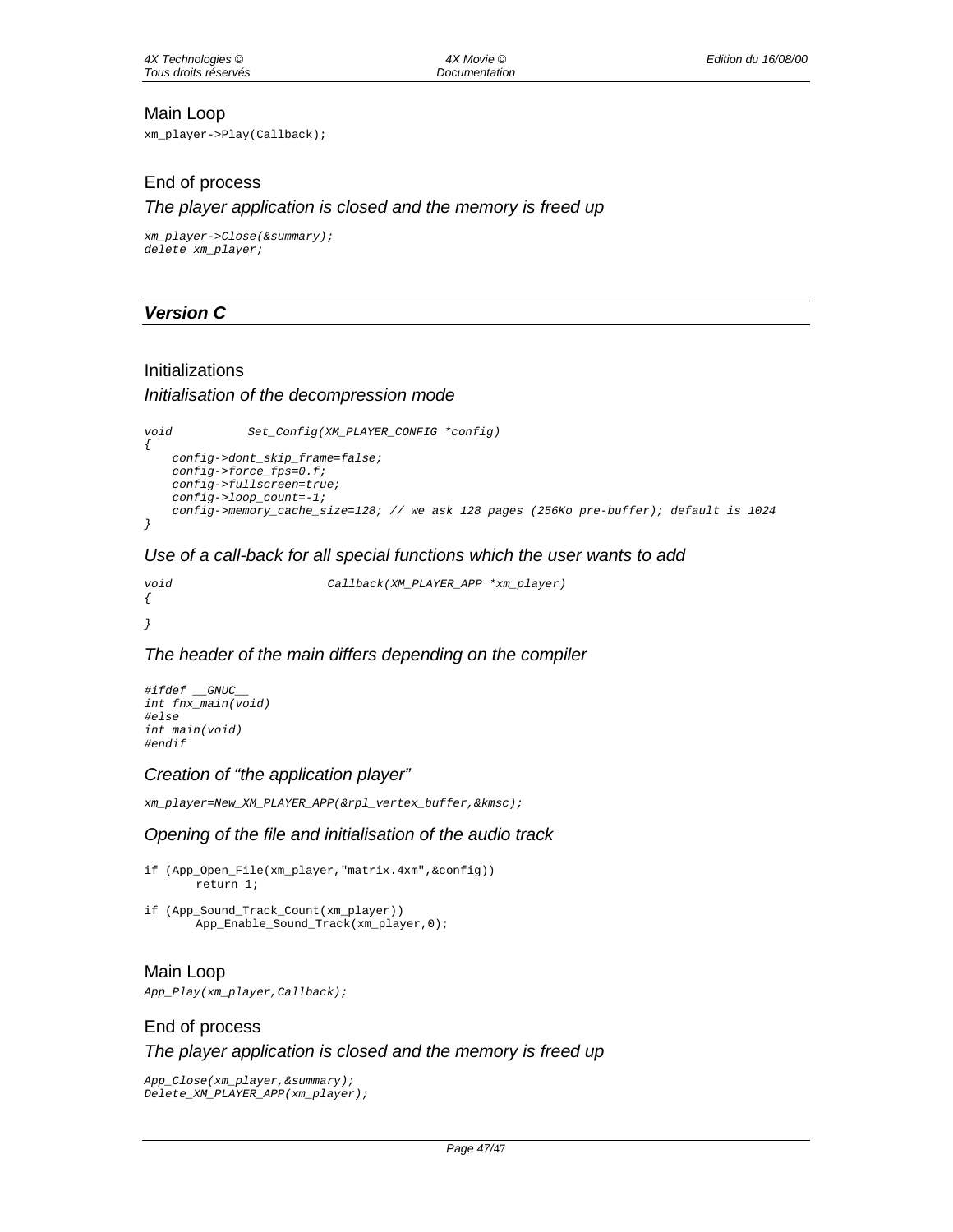### Main Loop

```
xm_player->Play(Callback);
```

### End of process

*The player application is closed and the memory is freed up*

```
xm_player->Close(&summary);
delete xm_player;
```

## ***Version C***

### Initializations

*Initialisation of the decompression mode*

```
void          Set_Config(XM_PLAYER_CONFIG *config)
{
    config->dont_skip_frame=false;
    config->force_fps=0.f;
    config->fullscreen=true;
    config->loop_count=-1;
    config->memory_cache_size=128; // we ask 128 pages (256Ko pre-buffer); default is 1024
}
```

*Use of a call-back for all special functions which the user wants to add*

```
void                    Callback(XM_PLAYER_APP *xm_player)
{

}
```

*The header of the main differs depending on the compiler*

```
#ifdef __GNUC__
int fnx_main(void)
#else
int main(void)
#endif
```

*Creation of "the application player"*

```
xm_player=New_XM_PLAYER_APP(&rpl_vertex_buffer,&kmsc);
```

*Opening of the file and initialisation of the audio track*

```
if (App_Open_File(xm_player,"matrix.4xm",&config))
       return 1;

if (App_Sound_Track_Count(xm_player))
       App_Enable_Sound_Track(xm_player,0);
```

### Main Loop

```
App_Play(xm_player,Callback);
```

### End of process

*The player application is closed and the memory is freed up*

```
App_Close(xm_player,&summary);
Delete_XM_PLAYER_APP(xm_player);
```